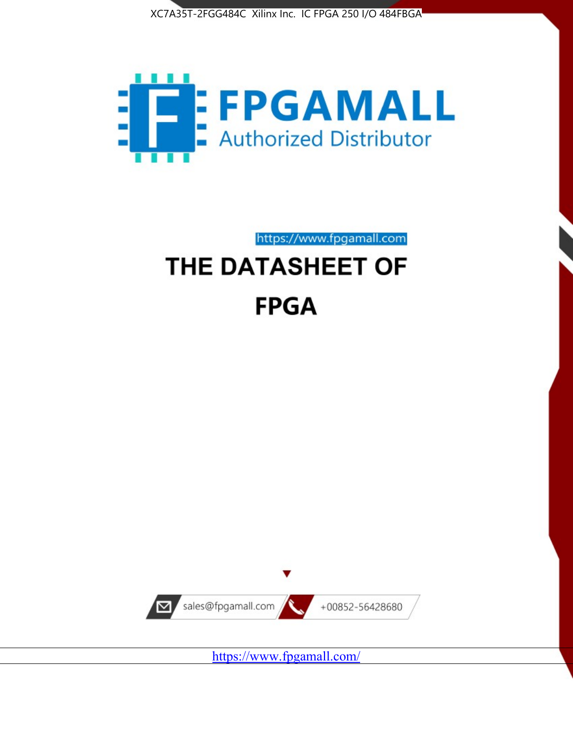XC7A35T-2FGG484C Xilinx Inc. IC FPGA 250 I/O 484FBGA

FPGAMALL

Authorized Distributor

https://www.fpgamall.com

# THE DATASHEET OF FPGA

sales@fpgamall.com

+00852-56428680

https://www.fpgamall.com/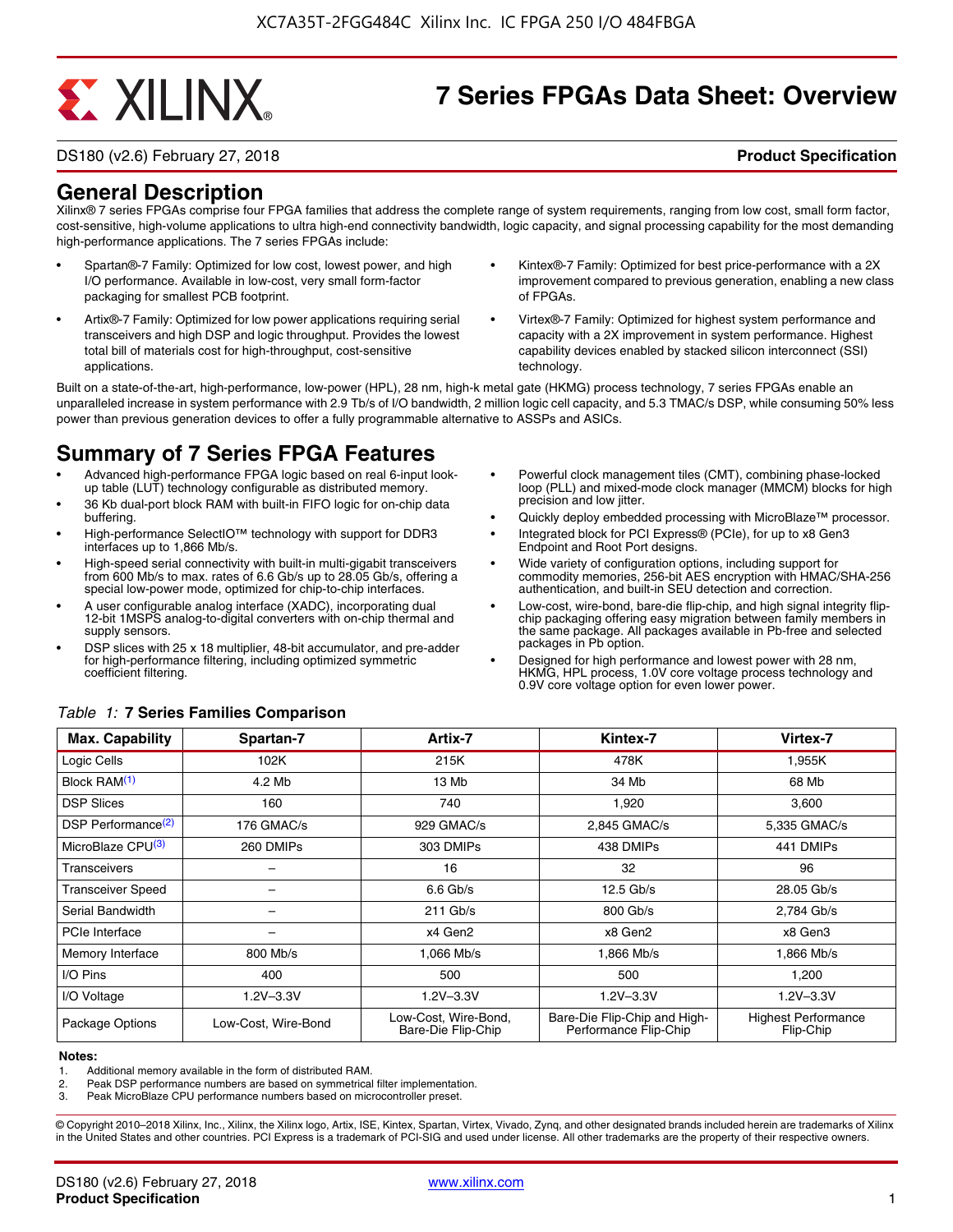# 7 Series FPGAs Data Sheet: Overview

DS180 (v2.6) February 27, 2018 **Product Specification**

## General Description

Xilinx® 7 series FPGAs comprise four FPGA families that address the complete range of system requirements, ranging from low cost, small form factor, cost-sensitive, high-volume applications to ultra high-end connectivity bandwidth, logic capacity, and signal processing capability for the most demanding high-performance applications. The 7 series FPGAs include:

- Spartan®-7 Family: Optimized for low cost, lowest power, and high I/O performance. Available in low-cost, very small form-factor packaging for smallest PCB footprint.
- Artix®-7 Family: Optimized for low power applications requiring serial transceivers and high DSP and logic throughput. Provides the lowest total bill of materials cost for high-throughput, cost-sensitive applications.
- Kintex®-7 Family: Optimized for best price-performance with a 2X improvement compared to previous generation, enabling a new class of FPGAs.
- Virtex®-7 Family: Optimized for highest system performance and capacity with a 2X improvement in system performance. Highest capability devices enabled by stacked silicon interconnect (SSI) technology.

Built on a state-of-the-art, high-performance, low-power (HPL), 28 nm, high-k metal gate (HKMG) process technology, 7 series FPGAs enable an unparalleled increase in system performance with 2.9 Tb/s of I/O bandwidth, 2 million logic cell capacity, and 5.3 TMAC/s DSP, while consuming 50% less power than previous generation devices to offer a fully programmable alternative to ASSPs and ASICs.

## Summary of 7 Series FPGA Features

- Advanced high-performance FPGA logic based on real 6-input look-up table (LUT) technology configurable as distributed memory.
- 36 Kb dual-port block RAM with built-in FIFO logic for on-chip data buffering.
- High-performance SelectIO™ technology with support for DDR3 interfaces up to 1,866 Mb/s.
- High-speed serial connectivity with built-in multi-gigabit transceivers from 600 Mb/s to max. rates of 6.6 Gb/s up to 28.05 Gb/s, offering a special low-power mode, optimized for chip-to-chip interfaces.
- A user configurable analog interface (XADC), incorporating dual 12-bit 1MSPS analog-to-digital converters with on-chip thermal and supply sensors.
- DSP slices with 25 x 18 multiplier, 48-bit accumulator, and pre-adder for high-performance filtering, including optimized symmetric coefficient filtering.
- Powerful clock management tiles (CMT), combining phase-locked loop (PLL) and mixed-mode clock manager (MMCM) blocks for high precision and low jitter.
- Quickly deploy embedded processing with MicroBlaze™ processor.
- Integrated block for PCI Express® (PCIe), for up to x8 Gen3 Endpoint and Root Port designs.
- Wide variety of configuration options, including support for commodity memories, 256-bit AES encryption with HMAC/SHA-256 authentication, and built-in SEU detection and correction.
- Low-cost, wire-bond, bare-die flip-chip, and high signal integrity flip-chip packaging offering easy migration between family members in the same package. All packages available in Pb-free and selected packages in Pb option.
- Designed for high performance and lowest power with 28 nm, HKMG, HPL process, 1.0V core voltage process technology and 0.9V core voltage option for even lower power.

*Table 1:* **7 Series Families Comparison**

| Max. Capability | Spartan-7 | Artix-7 | Kintex-7 | Virtex-7 |
|---|---|---|---|---|
| Logic Cells | 102K | 215K | 478K | 1,955K |
| Block RAM(1) | 4.2 Mb | 13 Mb | 34 Mb | 68 Mb |
| DSP Slices | 160 | 740 | 1,920 | 3,600 |
| DSP Performance(2) | 176 GMAC/s | 929 GMAC/s | 2,845 GMAC/s | 5,335 GMAC/s |
| MicroBlaze CPU(3) | 260 DMIPs | 303 DMIPs | 438 DMIPs | 441 DMIPs |
| Transceivers | – | 16 | 32 | 96 |
| Transceiver Speed | – | 6.6 Gb/s | 12.5 Gb/s | 28.05 Gb/s |
| Serial Bandwidth | – | 211 Gb/s | 800 Gb/s | 2,784 Gb/s |
| PCIe Interface | – | x4 Gen2 | x8 Gen2 | x8 Gen3 |
| Memory Interface | 800 Mb/s | 1,066 Mb/s | 1,866 Mb/s | 1,866 Mb/s |
| I/O Pins | 400 | 500 | 500 | 1,200 |
| I/O Voltage | 1.2V–3.3V | 1.2V–3.3V | 1.2V–3.3V | 1.2V–3.3V |
| Package Options | Low-Cost, Wire-Bond | Low-Cost, Wire-Bond, Bare-Die Flip-Chip | Bare-Die Flip-Chip and High-Performance Flip-Chip | Highest Performance Flip-Chip |

**Notes:**
1. Additional memory available in the form of distributed RAM.
2. Peak DSP performance numbers are based on symmetrical filter implementation.
3. Peak MicroBlaze CPU performance numbers based on microcontroller preset.

© Copyright 2010–2018 Xilinx, Inc., Xilinx, the Xilinx logo, Artix, ISE, Kintex, Spartan, Virtex, Vivado, Zynq, and other designated brands included herein are trademarks of Xilinx in the United States and other countries. PCI Express is a trademark of PCI-SIG and used under license. All other trademarks are the property of their respective owners.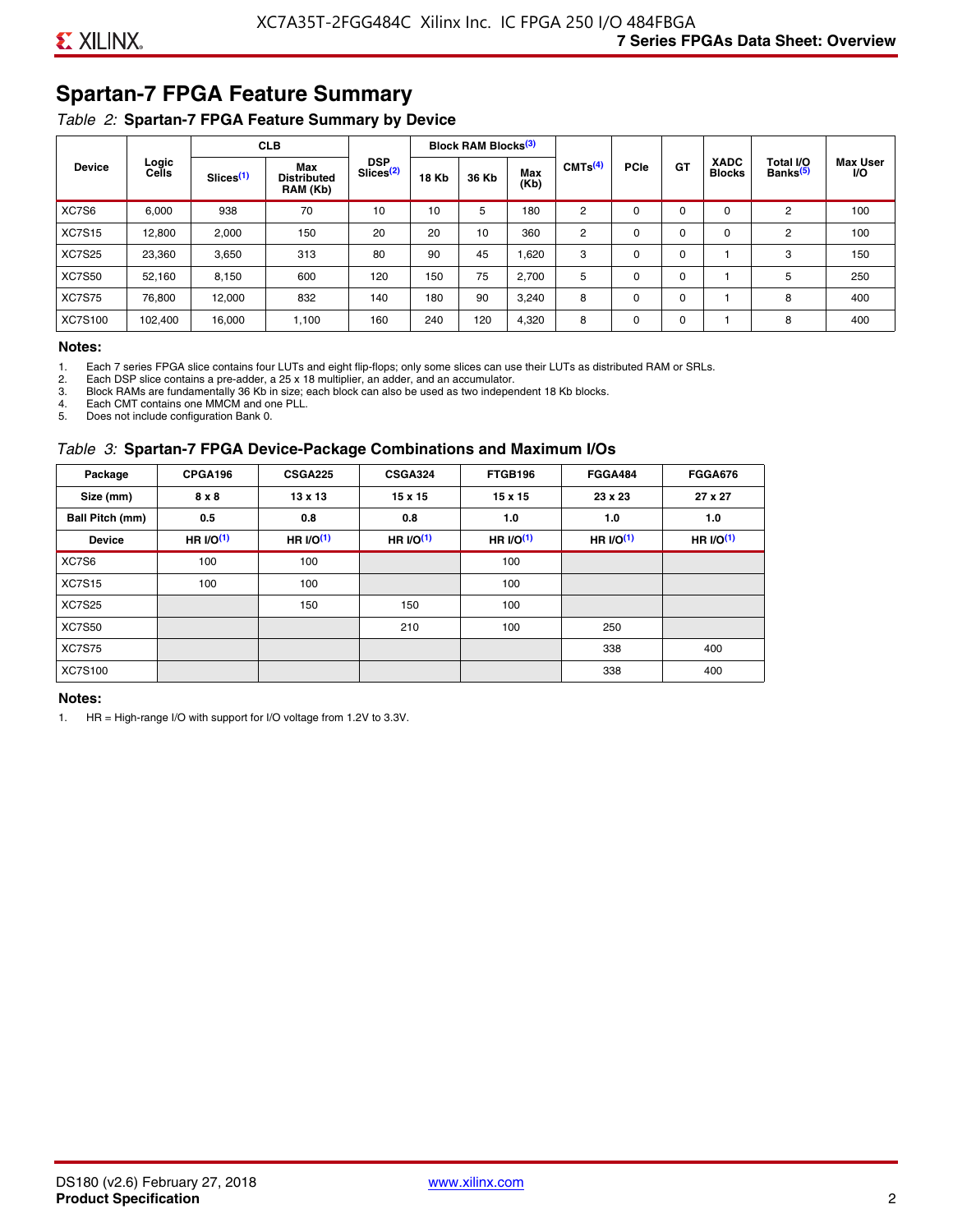## Spartan-7 FPGA Feature Summary

*Table 2:* **Spartan-7 FPGA Feature Summary by Device**

| Device | Logic Cells | CLB | | DSP Slices[(2)] | Block RAM Blocks[(3)] | | | CMTs[(4)] | PCIe | GT | XADC Blocks | Total I/O Banks[(5)] | Max User I/O |
|---|---|---|---|---|---|---|---|---|---|---|---|---|---|
| | | Slices[(1)] | Max Distributed RAM (Kb) | | 18 Kb | 36 Kb | Max (Kb) | | | | | | |
| XC7S6 | 6,000 | 938 | 70 | 10 | 10 | 5 | 180 | 2 | 0 | 0 | 0 | 2 | 100 |
| XC7S15 | 12,800 | 2,000 | 150 | 20 | 20 | 10 | 360 | 2 | 0 | 0 | 0 | 2 | 100 |
| XC7S25 | 23,360 | 3,650 | 313 | 80 | 90 | 45 | 1,620 | 3 | 0 | 0 | 1 | 3 | 150 |
| XC7S50 | 52,160 | 8,150 | 600 | 120 | 150 | 75 | 2,700 | 5 | 0 | 0 | 1 | 5 | 250 |
| XC7S75 | 76,800 | 12,000 | 832 | 140 | 180 | 90 | 3,240 | 8 | 0 | 0 | 1 | 8 | 400 |
| XC7S100 | 102,400 | 16,000 | 1,100 | 160 | 240 | 120 | 4,320 | 8 | 0 | 0 | 1 | 8 | 400 |

**Notes:**

1. Each 7 series FPGA slice contains four LUTs and eight flip-flops; only some slices can use their LUTs as distributed RAM or SRLs.
2. Each DSP slice contains a pre-adder, a 25 x 18 multiplier, an adder, and an accumulator.
3. Block RAMs are fundamentally 36 Kb in size; each block can also be used as two independent 18 Kb blocks.
4. Each CMT contains one MMCM and one PLL.
5. Does not include configuration Bank 0.

*Table 3:* **Spartan-7 FPGA Device-Package Combinations and Maximum I/Os**

| Package | CPGA196 | CSGA225 | CSGA324 | FTGB196 | FGGA484 | FGGA676 |
|---|---|---|---|---|---|---|
| **Size (mm)** | **8 x 8** | **13 x 13** | **15 x 15** | **15 x 15** | **23 x 23** | **27 x 27** |
| **Ball Pitch (mm)** | **0.5** | **0.8** | **0.8** | **1.0** | **1.0** | **1.0** |
| **Device** | **HR I/O[(1)]** | **HR I/O[(1)]** | **HR I/O[(1)]** | **HR I/O[(1)]** | **HR I/O[(1)]** | **HR I/O[(1)]** |
| XC7S6 | 100 | 100 | | 100 | | |
| XC7S15 | 100 | 100 | | 100 | | |
| XC7S25 | | 150 | 150 | 100 | | |
| XC7S50 | | | 210 | 100 | 250 | |
| XC7S75 | | | | | 338 | 400 |
| XC7S100 | | | | | 338 | 400 |

**Notes:**

1. HR = High-range I/O with support for I/O voltage from 1.2V to 3.3V.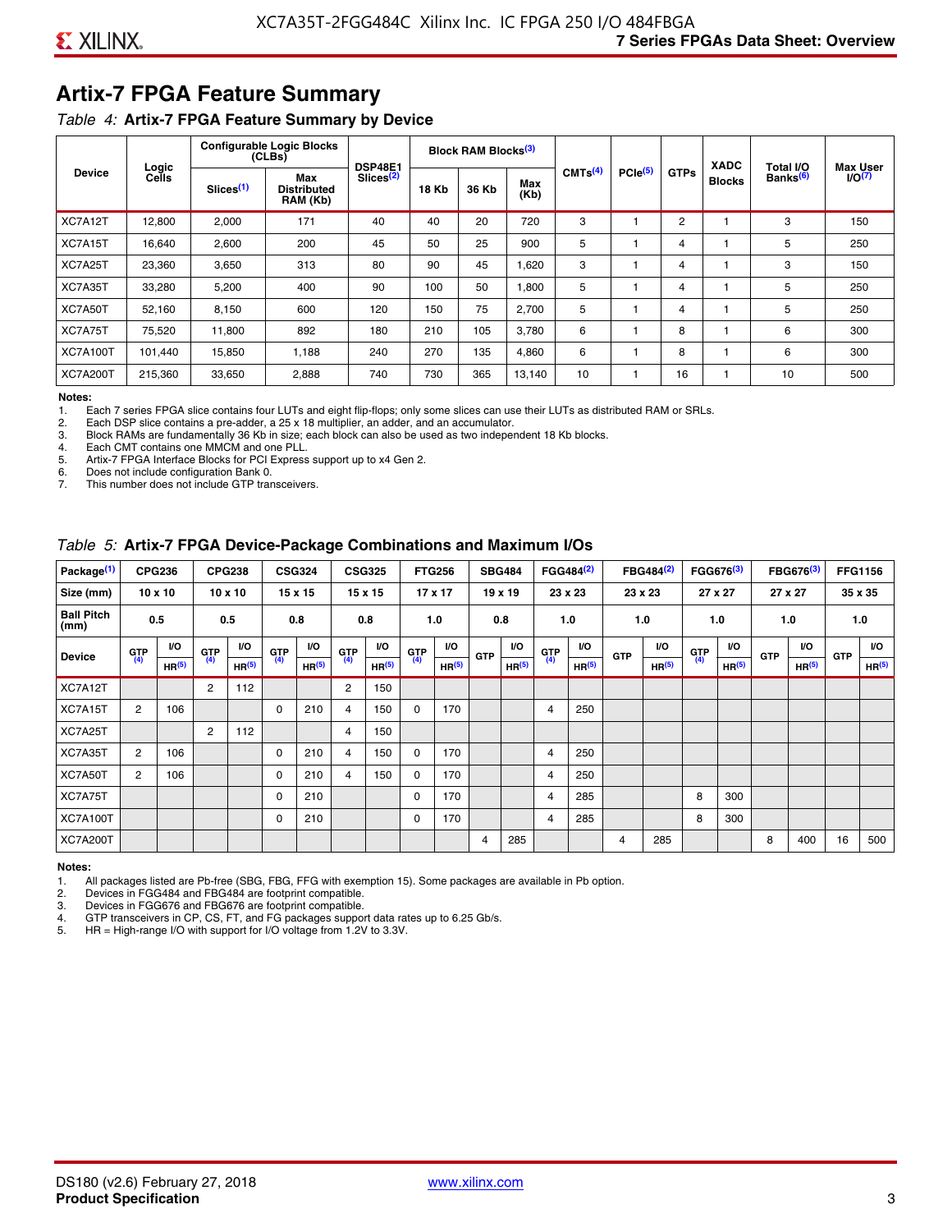## Artix-7 FPGA Feature Summary

*Table 4:* **Artix-7 FPGA Feature Summary by Device**

| Device | Logic Cells | Configurable Logic Blocks (CLBs) | | DSP48E1 Slices(2) | Block RAM Blocks(3) | | | CMTs(4) | PCIe(5) | GTPs | XADC Blocks | Total I/O Banks(6) | Max User I/O(7) |
|---|---|---|---|---|---|---|---|---|---|---|---|---|---|
| | | Slices(1) | Max Distributed RAM (Kb) | | 18 Kb | 36 Kb | Max (Kb) | | | | | | |
| XC7A12T | 12,800 | 2,000 | 171 | 40 | 40 | 20 | 720 | 3 | 1 | 2 | 1 | 3 | 150 |
| XC7A15T | 16,640 | 2,600 | 200 | 45 | 50 | 25 | 900 | 5 | 1 | 4 | 1 | 5 | 250 |
| XC7A25T | 23,360 | 3,650 | 313 | 80 | 90 | 45 | 1,620 | 3 | 1 | 4 | 1 | 3 | 150 |
| XC7A35T | 33,280 | 5,200 | 400 | 90 | 100 | 50 | 1,800 | 5 | 1 | 4 | 1 | 5 | 250 |
| XC7A50T | 52,160 | 8,150 | 600 | 120 | 150 | 75 | 2,700 | 5 | 1 | 4 | 1 | 5 | 250 |
| XC7A75T | 75,520 | 11,800 | 892 | 180 | 210 | 105 | 3,780 | 6 | 1 | 8 | 1 | 6 | 300 |
| XC7A100T | 101,440 | 15,850 | 1,188 | 240 | 270 | 135 | 4,860 | 6 | 1 | 8 | 1 | 6 | 300 |
| XC7A200T | 215,360 | 33,650 | 2,888 | 740 | 730 | 365 | 13,140 | 10 | 1 | 16 | 1 | 10 | 500 |

**Notes:**

1. Each 7 series FPGA slice contains four LUTs and eight flip-flops; only some slices can use their LUTs as distributed RAM or SRLs.
2. Each DSP slice contains a pre-adder, a 25 x 18 multiplier, an adder, and an accumulator.
3. Block RAMs are fundamentally 36 Kb in size; each block can also be used as two independent 18 Kb blocks.
4. Each CMT contains one MMCM and one PLL.
5. Artix-7 FPGA Interface Blocks for PCI Express support up to x4 Gen 2.
6. Does not include configuration Bank 0.
7. This number does not include GTP transceivers.

*Table 5:* **Artix-7 FPGA Device-Package Combinations and Maximum I/Os**

| Package(1) | CPG236 | | CPG238 | | CSG324 | | CSG325 | | FTG256 | | SBG484 | | FGG484(2) | | FBG484(2) | | FGG676(3) | | FBG676(3) | | FFG1156 | |
|---|---|---|---|---|---|---|---|---|---|---|---|---|---|---|---|---|---|---|---|---|---|---|
| Size (mm) | 10 x 10 | | 10 x 10 | | 15 x 15 | | 15 x 15 | | 17 x 17 | | 19 x 19 | | 23 x 23 | | 23 x 23 | | 27 x 27 | | 27 x 27 | | 35 x 35 | |
| Ball Pitch (mm) | 0.5 | | 0.5 | | 0.8 | | 0.8 | | 1.0 | | 0.8 | | 1.0 | | 1.0 | | 1.0 | | 1.0 | | 1.0 | |
| Device | GTP(4) | I/O HR(5) | GTP(4) | I/O HR(5) | GTP(4) | I/O HR(5) | GTP(4) | I/O HR(5) | GTP(4) | I/O HR(5) | GTP | I/O HR(5) | GTP(4) | I/O HR(5) | GTP | I/O HR(5) | GTP(4) | I/O HR(5) | GTP | I/O HR(5) | GTP | I/O HR(5) |
| XC7A12T | | | 2 | 112 | | | 2 | 150 | | | | | | | | | | | | | | |
| XC7A15T | 2 | 106 | | | 0 | 210 | 4 | 150 | 0 | 170 | | | 4 | 250 | | | | | | | | |
| XC7A25T | | | 2 | 112 | | | 4 | 150 | | | | | | | | | | | | | | |
| XC7A35T | 2 | 106 | | | 0 | 210 | 4 | 150 | 0 | 170 | | | 4 | 250 | | | | | | | | |
| XC7A50T | 2 | 106 | | | 0 | 210 | 4 | 150 | 0 | 170 | | | 4 | 250 | | | | | | | | |
| XC7A75T | | | | | 0 | 210 | | | 0 | 170 | | | 4 | 285 | | | 8 | 300 | | | | |
| XC7A100T | | | | | 0 | 210 | | | 0 | 170 | | | 4 | 285 | | | 8 | 300 | | | | |
| XC7A200T | | | | | | | | | | | 4 | 285 | | | 4 | 285 | | | 8 | 400 | 16 | 500 |

**Notes:**

1. All packages listed are Pb-free (SBG, FBG, FFG with exemption 15). Some packages are available in Pb option.
2. Devices in FGG484 and FBG484 are footprint compatible.
3. Devices in FGG676 and FBG676 are footprint compatible.
4. GTP transceivers in CP, CS, FT, and FG packages support data rates up to 6.25 Gb/s.
5. HR = High-range I/O with support for I/O voltage from 1.2V to 3.3V.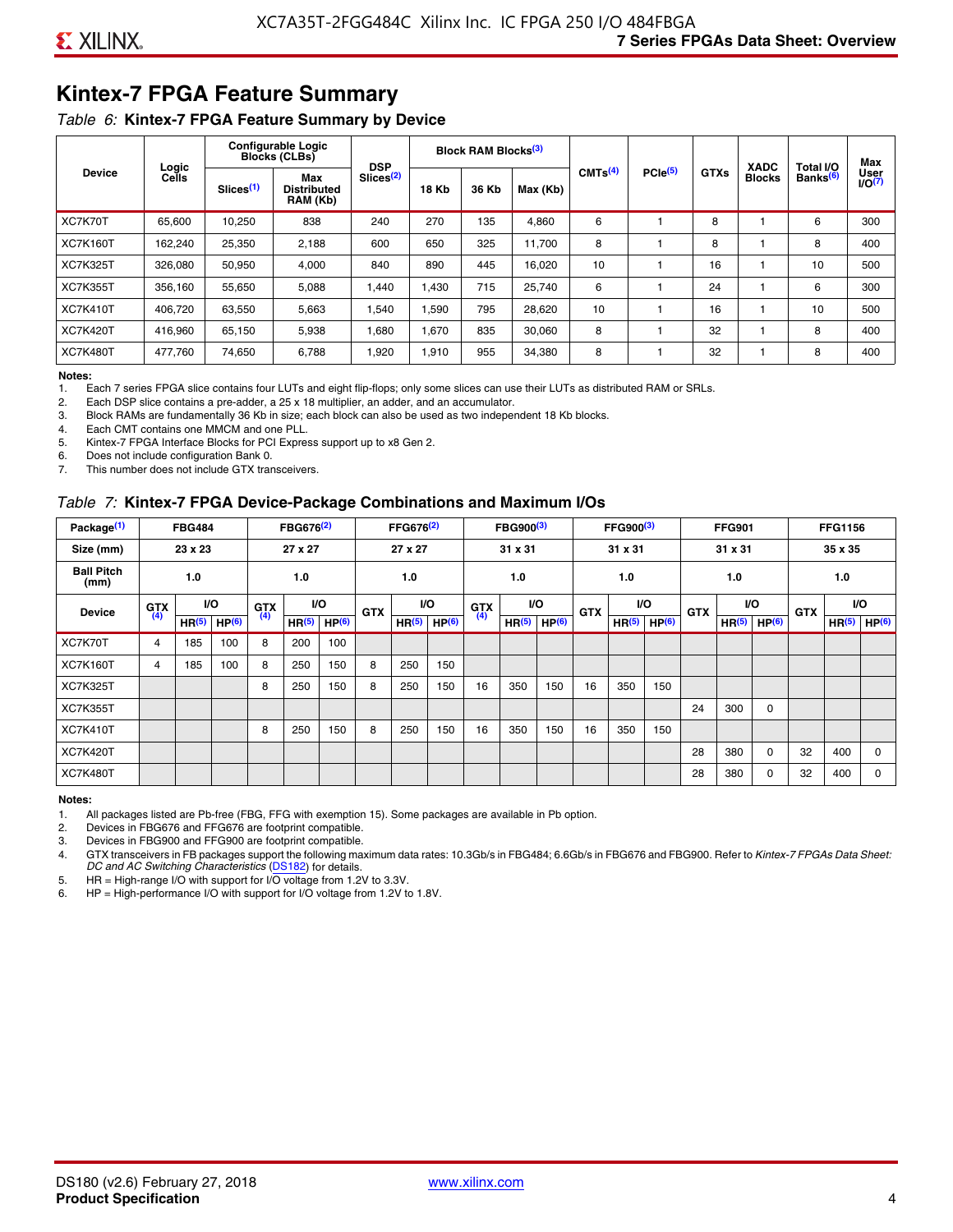## Kintex-7 FPGA Feature Summary

*Table 6:* **Kintex-7 FPGA Feature Summary by Device**

| Device | Logic Cells | Configurable Logic Blocks (CLBs) | | DSP Slices[2] | Block RAM Blocks[3] | | | CMTs[4] | PCIe[5] | GTXs | XADC Blocks | Total I/O Banks[6] | Max User I/O[7] |
|---|---|---|---|---|---|---|---|---|---|---|---|---|---|
| | | Slices[1] | Max Distributed RAM (Kb) | | 18 Kb | 36 Kb | Max (Kb) | | | | | | |
| XC7K70T | 65,600 | 10,250 | 838 | 240 | 270 | 135 | 4,860 | 6 | 1 | 8 | 1 | 6 | 300 |
| XC7K160T | 162,240 | 25,350 | 2,188 | 600 | 650 | 325 | 11,700 | 8 | 1 | 8 | 1 | 8 | 400 |
| XC7K325T | 326,080 | 50,950 | 4,000 | 840 | 890 | 445 | 16,020 | 10 | 1 | 16 | 1 | 10 | 500 |
| XC7K355T | 356,160 | 55,650 | 5,088 | 1,440 | 1,430 | 715 | 25,740 | 6 | 1 | 24 | 1 | 6 | 300 |
| XC7K410T | 406,720 | 63,550 | 5,663 | 1,540 | 1,590 | 795 | 28,620 | 10 | 1 | 16 | 1 | 10 | 500 |
| XC7K420T | 416,960 | 65,150 | 5,938 | 1,680 | 1,670 | 835 | 30,060 | 8 | 1 | 32 | 1 | 8 | 400 |
| XC7K480T | 477,760 | 74,650 | 6,788 | 1,920 | 1,910 | 955 | 34,380 | 8 | 1 | 32 | 1 | 8 | 400 |

**Notes:**
1. Each 7 series FPGA slice contains four LUTs and eight flip-flops; only some slices can use their LUTs as distributed RAM or SRLs.
2. Each DSP slice contains a pre-adder, a 25 x 18 multiplier, an adder, and an accumulator.
3. Block RAMs are fundamentally 36 Kb in size; each block can also be used as two independent 18 Kb blocks.
4. Each CMT contains one MMCM and one PLL.
5. Kintex-7 FPGA Interface Blocks for PCI Express support up to x8 Gen 2.
6. Does not include configuration Bank 0.
7. This number does not include GTX transceivers.

*Table 7:* **Kintex-7 FPGA Device-Package Combinations and Maximum I/Os**

| Package[1] | FBG484 | | | FBG676[2] | | | FFG676[2] | | | FBG900[3] | | | FFG900[3] | | | FFG901 | | | FFG1156 | | |
|---|---|---|---|---|---|---|---|---|---|---|---|---|---|---|---|---|---|---|---|---|---|
| Size (mm) | 23 x 23 | | | 27 x 27 | | | 27 x 27 | | | 31 x 31 | | | 31 x 31 | | | 31 x 31 | | | 35 x 35 | | |
| Ball Pitch (mm) | 1.0 | | | 1.0 | | | 1.0 | | | 1.0 | | | 1.0 | | | 1.0 | | | 1.0 | | |
| Device | GTX[4] | I/O | | GTX[4] | I/O | | GTX | I/O | | GTX[4] | I/O | | GTX | I/O | | GTX | I/O | | GTX | I/O | |
| | | HR[5] | HP[6] | | HR[5] | HP[6] | | HR[5] | HP[6] | | HR[5] | HP[6] | | HR[5] | HP[6] | | HR[5] | HP[6] | | HR[5] | HP[6] |
| XC7K70T | 4 | 185 | 100 | 8 | 200 | 100 | | | | | | | | | | | | | | | |
| XC7K160T | 4 | 185 | 100 | 8 | 250 | 150 | 8 | 250 | 150 | | | | | | | | | | | | |
| XC7K325T | | | | 8 | 250 | 150 | 8 | 250 | 150 | 16 | 350 | 150 | 16 | 350 | 150 | | | | | | |
| XC7K355T | | | | | | | | | | | | | | | | 24 | 300 | 0 | | | |
| XC7K410T | | | | 8 | 250 | 150 | 8 | 250 | 150 | 16 | 350 | 150 | 16 | 350 | 150 | | | | | | |
| XC7K420T | | | | | | | | | | | | | | | | 28 | 380 | 0 | 32 | 400 | 0 |
| XC7K480T | | | | | | | | | | | | | | | | 28 | 380 | 0 | 32 | 400 | 0 |

**Notes:**
1. All packages listed are Pb-free (FBG, FFG with exemption 15). Some packages are available in Pb option.
2. Devices in FBG676 and FFG676 are footprint compatible.
3. Devices in FBG900 and FFG900 are footprint compatible.
4. GTX transceivers in FB packages support the following maximum data rates: 10.3Gb/s in FBG484; 6.6Gb/s in FBG676 and FBG900. Refer to *Kintex-7 FPGAs Data Sheet: DC and AC Switching Characteristics* (DS182) for details.
5. HR = High-range I/O with support for I/O voltage from 1.2V to 3.3V.
6. HP = High-performance I/O with support for I/O voltage from 1.2V to 1.8V.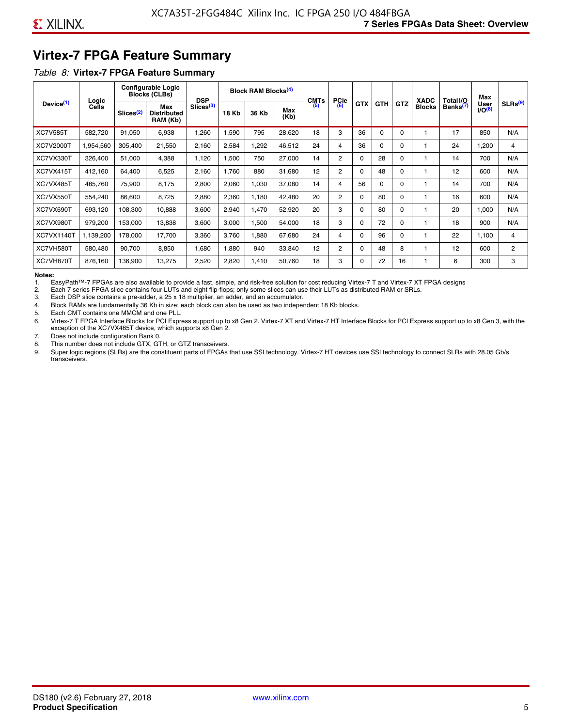# Virtex-7 FPGA Feature Summary

*Table 8:* **Virtex-7 FPGA Feature Summary**

| Device[(1)] | Logic Cells | Configurable Logic Blocks (CLBs) | | DSP Slices[(3)] | Block RAM Blocks[(4)] | | | CMTs[(5)] | PCIe[(6)] | GTX | GTH | GTZ | XADC Blocks | Total I/O Banks[(7)] | Max User I/O[(8)] | SLRs[(9)] |
|---|---|---|---|---|---|---|---|---|---|---|---|---|---|---|---|---|
| | | Slices[(2)] | Max Distributed RAM (Kb) | | 18 Kb | 36 Kb | Max (Kb) | | | | | | | | | |
| XC7V585T | 582,720 | 91,050 | 6,938 | 1,260 | 1,590 | 795 | 28,620 | 18 | 3 | 36 | 0 | 0 | 1 | 17 | 850 | N/A |
| XC7V2000T | 1,954,560 | 305,400 | 21,550 | 2,160 | 2,584 | 1,292 | 46,512 | 24 | 4 | 36 | 0 | 0 | 1 | 24 | 1,200 | 4 |
| XC7VX330T | 326,400 | 51,000 | 4,388 | 1,120 | 1,500 | 750 | 27,000 | 14 | 2 | 0 | 28 | 0 | 1 | 14 | 700 | N/A |
| XC7VX415T | 412,160 | 64,400 | 6,525 | 2,160 | 1,760 | 880 | 31,680 | 12 | 2 | 0 | 48 | 0 | 1 | 12 | 600 | N/A |
| XC7VX485T | 485,760 | 75,900 | 8,175 | 2,800 | 2,060 | 1,030 | 37,080 | 14 | 4 | 56 | 0 | 0 | 1 | 14 | 700 | N/A |
| XC7VX550T | 554,240 | 86,600 | 8,725 | 2,880 | 2,360 | 1,180 | 42,480 | 20 | 2 | 0 | 80 | 0 | 1 | 16 | 600 | N/A |
| XC7VX690T | 693,120 | 108,300 | 10,888 | 3,600 | 2,940 | 1,470 | 52,920 | 20 | 3 | 0 | 80 | 0 | 1 | 20 | 1,000 | N/A |
| XC7VX980T | 979,200 | 153,000 | 13,838 | 3,600 | 3,000 | 1,500 | 54,000 | 18 | 3 | 0 | 72 | 0 | 1 | 18 | 900 | N/A |
| XC7VX1140T | 1,139,200 | 178,000 | 17,700 | 3,360 | 3,760 | 1,880 | 67,680 | 24 | 4 | 0 | 96 | 0 | 1 | 22 | 1,100 | 4 |
| XC7VH580T | 580,480 | 90,700 | 8,850 | 1,680 | 1,880 | 940 | 33,840 | 12 | 2 | 0 | 48 | 8 | 1 | 12 | 600 | 2 |
| XC7VH870T | 876,160 | 136,900 | 13,275 | 2,520 | 2,820 | 1,410 | 50,760 | 18 | 3 | 0 | 72 | 16 | 1 | 6 | 300 | 3 |

**Notes:**

1. EasyPath™-7 FPGAs are also available to provide a fast, simple, and risk-free solution for cost reducing Virtex-7 T and Virtex-7 XT FPGA designs
2. Each 7 series FPGA slice contains four LUTs and eight flip-flops; only some slices can use their LUTs as distributed RAM or SRLs.
3. Each DSP slice contains a pre-adder, a 25 x 18 multiplier, an adder, and an accumulator.
4. Block RAMs are fundamentally 36 Kb in size; each block can also be used as two independent 18 Kb blocks.
5. Each CMT contains one MMCM and one PLL.
6. Virtex-7 T FPGA Interface Blocks for PCI Express support up to x8 Gen 2. Virtex-7 XT and Virtex-7 HT Interface Blocks for PCI Express support up to x8 Gen 3, with the exception of the XC7VX485T device, which supports x8 Gen 2.
7. Does not include configuration Bank 0.
8. This number does not include GTX, GTH, or GTZ transceivers.
9. Super logic regions (SLRs) are the constituent parts of FPGAs that use SSI technology. Virtex-7 HT devices use SSI technology to connect SLRs with 28.05 Gb/s transceivers.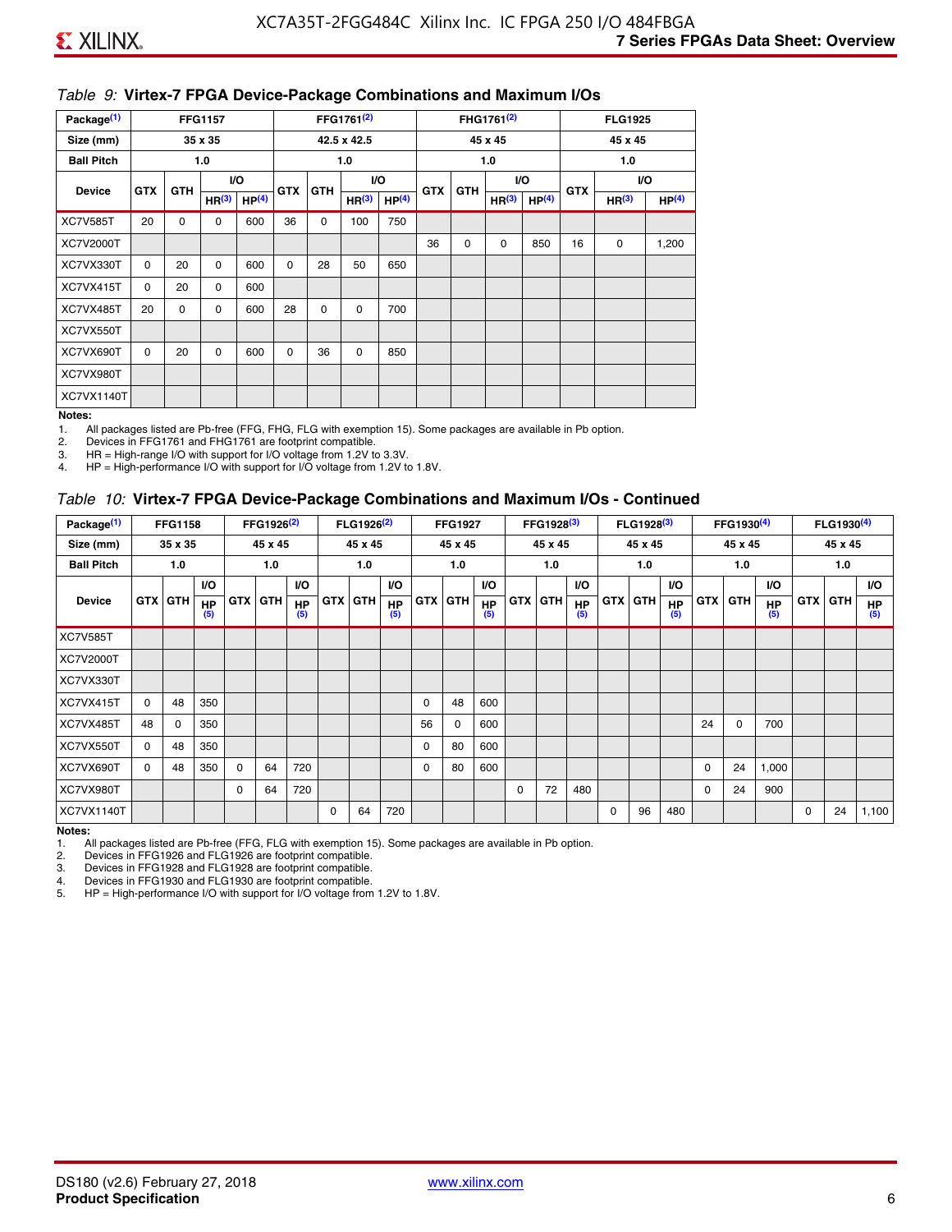*Table 9:* **Virtex-7 FPGA Device-Package Combinations and Maximum I/Os**

| Package[(1)] | FFG1157 | | | | FFG1761[(2)] | | | | FHG1761[(2)] | | | | FLG1925 | | |
|---|---|---|---|---|---|---|---|---|---|---|---|---|---|---|---|
| Size (mm) | 35 x 35 | | | | 42.5 x 42.5 | | | | 45 x 45 | | | | 45 x 45 | | |
| Ball Pitch | 1.0 | | | | 1.0 | | | | 1.0 | | | | 1.0 | | |
| Device | GTX | GTH | I/O | | GTX | GTH | I/O | | GTX | GTH | I/O | | GTX | I/O | |
| | | | HR[(3)] | HP[(4)] | | | HR[(3)] | HP[(4)] | | | HR[(3)] | HP[(4)] | | HR[(3)] | HP[(4)] |
| XC7V585T | 20 | 0 | 0 | 600 | 36 | 0 | 100 | 750 | | | | | | | |
| XC7V2000T | | | | | | | | | 36 | 0 | 0 | 850 | 16 | 0 | 1,200 |
| XC7VX330T | 0 | 20 | 0 | 600 | 0 | 28 | 50 | 650 | | | | | | | |
| XC7VX415T | 0 | 20 | 0 | 600 | | | | | | | | | | | |
| XC7VX485T | 20 | 0 | 0 | 600 | 28 | 0 | 0 | 700 | | | | | | | |
| XC7VX550T | | | | | | | | | | | | | | | |
| XC7VX690T | 0 | 20 | 0 | 600 | 0 | 36 | 0 | 850 | | | | | | | |
| XC7VX980T | | | | | | | | | | | | | | | |
| XC7VX1140T | | | | | | | | | | | | | | | |

**Notes:**

1. All packages listed are Pb-free (FFG, FHG, FLG with exemption 15). Some packages are available in Pb option.
2. Devices in FFG1761 and FHG1761 are footprint compatible.
3. HR = High-range I/O with support for I/O voltage from 1.2V to 3.3V.
4. HP = High-performance I/O with support for I/O voltage from 1.2V to 1.8V.

*Table 10:* **Virtex-7 FPGA Device-Package Combinations and Maximum I/Os - Continued**

| Package[(1)] | FFG1158 | | | FFG1926[(2)] | | | FLG1926[(2)] | | | FFG1927 | | | FFG1928[(3)] | | | FLG1928[(3)] | | | FFG1930[(4)] | | | FLG1930[(4)] | | |
|---|---|---|---|---|---|---|---|---|---|---|---|---|---|---|---|---|---|---|---|---|---|---|---|---|
| Size (mm) | 35 x 35 | | | 45 x 45 | | | 45 x 45 | | | 45 x 45 | | | 45 x 45 | | | 45 x 45 | | | 45 x 45 | | | 45 x 45 | | |
| Ball Pitch | 1.0 | | | 1.0 | | | 1.0 | | | 1.0 | | | 1.0 | | | 1.0 | | | 1.0 | | | 1.0 | | |
| Device | GTX | GTH | I/O HP[(5)] | GTX | GTH | I/O HP[(5)] | GTX | GTH | I/O HP[(5)] | GTX | GTH | I/O HP[(5)] | GTX | GTH | I/O HP[(5)] | GTX | GTH | I/O HP[(5)] | GTX | GTH | I/O HP[(5)] | GTX | GTH | I/O HP[(5)] |
| XC7V585T | | | | | | | | | | | | | | | | | | | | | | | | |
| XC7V2000T | | | | | | | | | | | | | | | | | | | | | | | | |
| XC7VX330T | | | | | | | | | | | | | | | | | | | | | | | | |
| XC7VX415T | 0 | 48 | 350 | | | | | | | 0 | 48 | 600 | | | | | | | | | | | | |
| XC7VX485T | 48 | 0 | 350 | | | | | | | 56 | 0 | 600 | | | | | | | 24 | 0 | 700 | | | |
| XC7VX550T | 0 | 48 | 350 | | | | | | | 0 | 80 | 600 | | | | | | | | | | | | |
| XC7VX690T | 0 | 48 | 350 | 0 | 64 | 720 | | | | 0 | 80 | 600 | | | | | | | 0 | 24 | 1,000 | | | |
| XC7VX980T | | | | 0 | 64 | 720 | | | | | | | 0 | 72 | 480 | | | | 0 | 24 | 900 | | | |
| XC7VX1140T | | | | | | | 0 | 64 | 720 | | | | | | | 0 | 96 | 480 | | | | 0 | 24 | 1,100 |

**Notes:**

1. All packages listed are Pb-free (FFG, FLG with exemption 15). Some packages are available in Pb option.
2. Devices in FFG1926 and FLG1926 are footprint compatible.
3. Devices in FFG1928 and FLG1928 are footprint compatible.
4. Devices in FFG1930 and FLG1930 are footprint compatible.
5. HP = High-performance I/O with support for I/O voltage from 1.2V to 1.8V.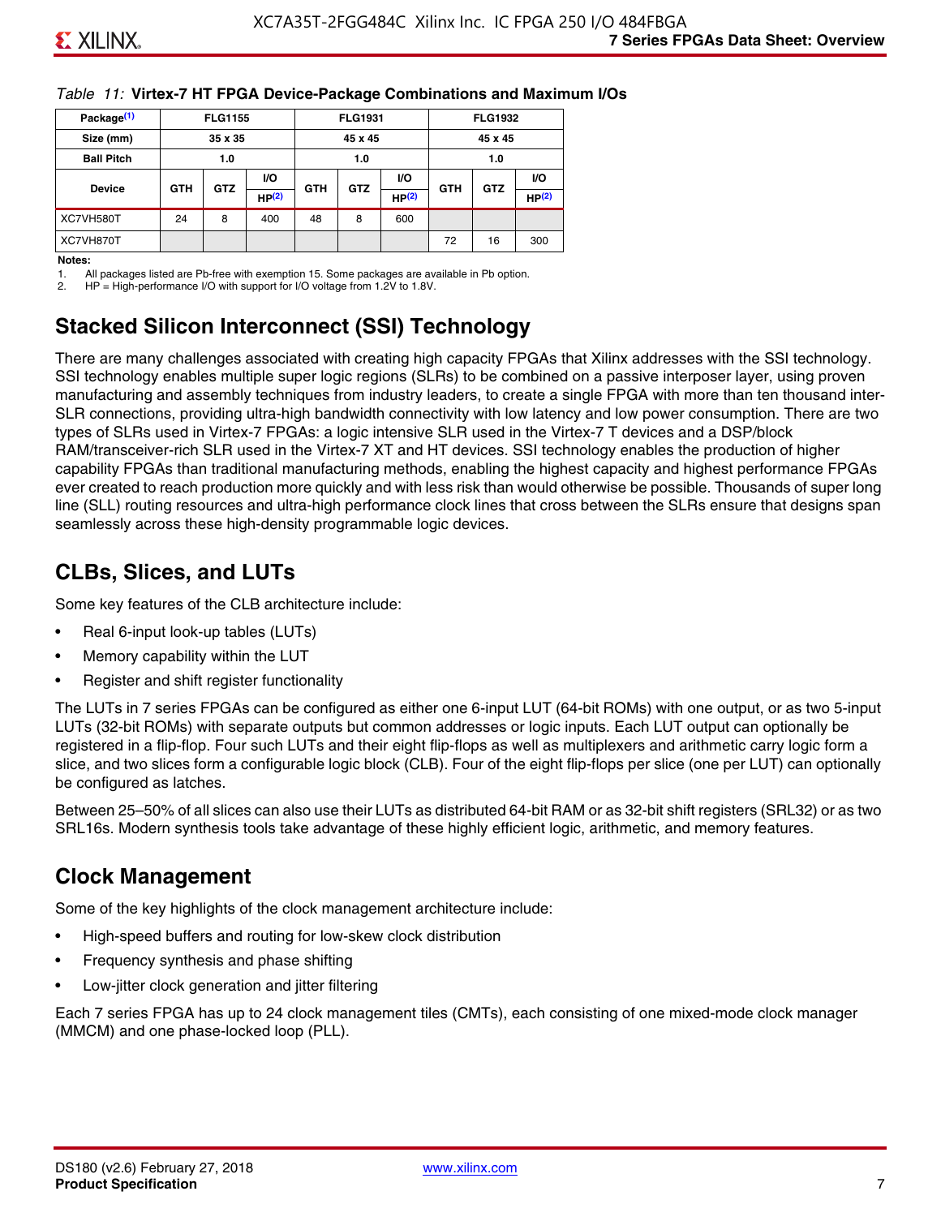*Table 11:* **Virtex-7 HT FPGA Device-Package Combinations and Maximum I/Os**

| Package[(1)] | FLG1155 | | | FLG1931 | | | FLG1932 | | |
|---|---|---|---|---|---|---|---|---|---|
| Size (mm) | 35 x 35 | | | 45 x 45 | | | 45 x 45 | | |
| Ball Pitch | 1.0 | | | 1.0 | | | 1.0 | | |
| Device | GTH | GTZ | I/O HP[(2)] | GTH | GTZ | I/O HP[(2)] | GTH | GTZ | I/O HP[(2)] |
| XC7VH580T | 24 | 8 | 400 | 48 | 8 | 600 | | | |
| XC7VH870T | | | | | | | 72 | 16 | 300 |

**Notes:**

1. All packages listed are Pb-free with exemption 15. Some packages are available in Pb option.
2. HP = High-performance I/O with support for I/O voltage from 1.2V to 1.8V.

## Stacked Silicon Interconnect (SSI) Technology

There are many challenges associated with creating high capacity FPGAs that Xilinx addresses with the SSI technology. SSI technology enables multiple super logic regions (SLRs) to be combined on a passive interposer layer, using proven manufacturing and assembly techniques from industry leaders, to create a single FPGA with more than ten thousand inter-SLR connections, providing ultra-high bandwidth connectivity with low latency and low power consumption. There are two types of SLRs used in Virtex-7 FPGAs: a logic intensive SLR used in the Virtex-7 T devices and a DSP/block RAM/transceiver-rich SLR used in the Virtex-7 XT and HT devices. SSI technology enables the production of higher capability FPGAs than traditional manufacturing methods, enabling the highest capacity and highest performance FPGAs ever created to reach production more quickly and with less risk than would otherwise be possible. Thousands of super long line (SLL) routing resources and ultra-high performance clock lines that cross between the SLRs ensure that designs span seamlessly across these high-density programmable logic devices.

## CLBs, Slices, and LUTs

Some key features of the CLB architecture include:

- Real 6-input look-up tables (LUTs)
- Memory capability within the LUT
- Register and shift register functionality

The LUTs in 7 series FPGAs can be configured as either one 6-input LUT (64-bit ROMs) with one output, or as two 5-input LUTs (32-bit ROMs) with separate outputs but common addresses or logic inputs. Each LUT output can optionally be registered in a flip-flop. Four such LUTs and their eight flip-flops as well as multiplexers and arithmetic carry logic form a slice, and two slices form a configurable logic block (CLB). Four of the eight flip-flops per slice (one per LUT) can optionally be configured as latches.

Between 25–50% of all slices can also use their LUTs as distributed 64-bit RAM or as 32-bit shift registers (SRL32) or as two SRL16s. Modern synthesis tools take advantage of these highly efficient logic, arithmetic, and memory features.

## Clock Management

Some of the key highlights of the clock management architecture include:

- High-speed buffers and routing for low-skew clock distribution
- Frequency synthesis and phase shifting
- Low-jitter clock generation and jitter filtering

Each 7 series FPGA has up to 24 clock management tiles (CMTs), each consisting of one mixed-mode clock manager (MMCM) and one phase-locked loop (PLL).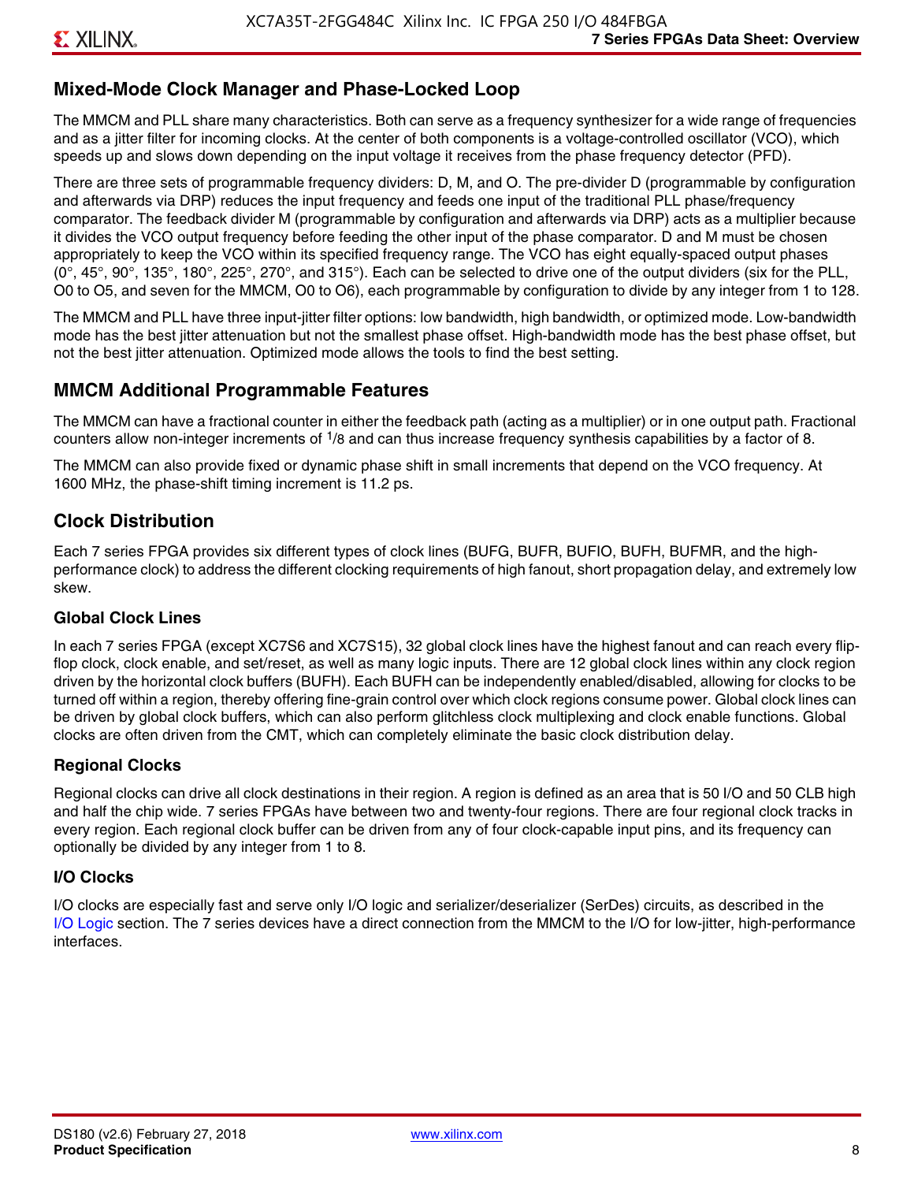## Mixed-Mode Clock Manager and Phase-Locked Loop

The MMCM and PLL share many characteristics. Both can serve as a frequency synthesizer for a wide range of frequencies and as a jitter filter for incoming clocks. At the center of both components is a voltage-controlled oscillator (VCO), which speeds up and slows down depending on the input voltage it receives from the phase frequency detector (PFD).

There are three sets of programmable frequency dividers: D, M, and O. The pre-divider D (programmable by configuration and afterwards via DRP) reduces the input frequency and feeds one input of the traditional PLL phase/frequency comparator. The feedback divider M (programmable by configuration and afterwards via DRP) acts as a multiplier because it divides the VCO output frequency before feeding the other input of the phase comparator. D and M must be chosen appropriately to keep the VCO within its specified frequency range. The VCO has eight equally-spaced output phases (0°, 45°, 90°, 135°, 180°, 225°, 270°, and 315°). Each can be selected to drive one of the output dividers (six for the PLL, O0 to O5, and seven for the MMCM, O0 to O6), each programmable by configuration to divide by any integer from 1 to 128.

The MMCM and PLL have three input-jitter filter options: low bandwidth, high bandwidth, or optimized mode. Low-bandwidth mode has the best jitter attenuation but not the smallest phase offset. High-bandwidth mode has the best phase offset, but not the best jitter attenuation. Optimized mode allows the tools to find the best setting.

## MMCM Additional Programmable Features

The MMCM can have a fractional counter in either the feedback path (acting as a multiplier) or in one output path. Fractional counters allow non-integer increments of $^1/_8$ and can thus increase frequency synthesis capabilities by a factor of 8.

The MMCM can also provide fixed or dynamic phase shift in small increments that depend on the VCO frequency. At 1600 MHz, the phase-shift timing increment is 11.2 ps.

## Clock Distribution

Each 7 series FPGA provides six different types of clock lines (BUFG, BUFR, BUFIO, BUFH, BUFMR, and the high-performance clock) to address the different clocking requirements of high fanout, short propagation delay, and extremely low skew.

### Global Clock Lines

In each 7 series FPGA (except XC7S6 and XC7S15), 32 global clock lines have the highest fanout and can reach every flip-flop clock, clock enable, and set/reset, as well as many logic inputs. There are 12 global clock lines within any clock region driven by the horizontal clock buffers (BUFH). Each BUFH can be independently enabled/disabled, allowing for clocks to be turned off within a region, thereby offering fine-grain control over which clock regions consume power. Global clock lines can be driven by global clock buffers, which can also perform glitchless clock multiplexing and clock enable functions. Global clocks are often driven from the CMT, which can completely eliminate the basic clock distribution delay.

### Regional Clocks

Regional clocks can drive all clock destinations in their region. A region is defined as an area that is 50 I/O and 50 CLB high and half the chip wide. 7 series FPGAs have between two and twenty-four regions. There are four regional clock tracks in every region. Each regional clock buffer can be driven from any of four clock-capable input pins, and its frequency can optionally be divided by any integer from 1 to 8.

### I/O Clocks

I/O clocks are especially fast and serve only I/O logic and serializer/deserializer (SerDes) circuits, as described in the I/O Logic section. The 7 series devices have a direct connection from the MMCM to the I/O for low-jitter, high-performance interfaces.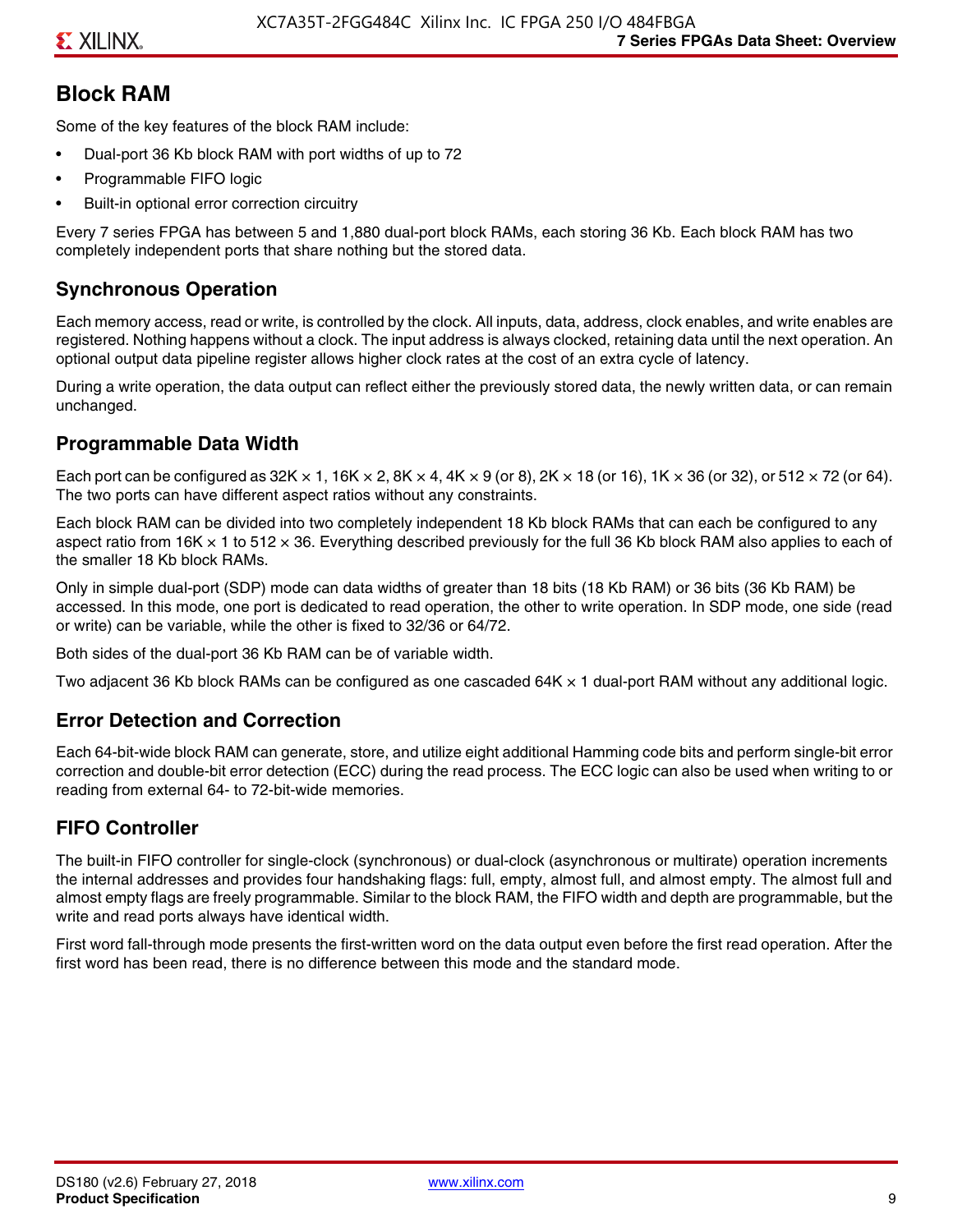## Block RAM

Some of the key features of the block RAM include:

- Dual-port 36 Kb block RAM with port widths of up to 72
- Programmable FIFO logic
- Built-in optional error correction circuitry

Every 7 series FPGA has between 5 and 1,880 dual-port block RAMs, each storing 36 Kb. Each block RAM has two completely independent ports that share nothing but the stored data.

### Synchronous Operation

Each memory access, read or write, is controlled by the clock. All inputs, data, address, clock enables, and write enables are registered. Nothing happens without a clock. The input address is always clocked, retaining data until the next operation. An optional output data pipeline register allows higher clock rates at the cost of an extra cycle of latency.

During a write operation, the data output can reflect either the previously stored data, the newly written data, or can remain unchanged.

### Programmable Data Width

Each port can be configured as 32K × 1, 16K × 2, 8K × 4, 4K × 9 (or 8), 2K × 18 (or 16), 1K × 36 (or 32), or 512 × 72 (or 64). The two ports can have different aspect ratios without any constraints.

Each block RAM can be divided into two completely independent 18 Kb block RAMs that can each be configured to any aspect ratio from 16K × 1 to 512 × 36. Everything described previously for the full 36 Kb block RAM also applies to each of the smaller 18 Kb block RAMs.

Only in simple dual-port (SDP) mode can data widths of greater than 18 bits (18 Kb RAM) or 36 bits (36 Kb RAM) be accessed. In this mode, one port is dedicated to read operation, the other to write operation. In SDP mode, one side (read or write) can be variable, while the other is fixed to 32/36 or 64/72.

Both sides of the dual-port 36 Kb RAM can be of variable width.

Two adjacent 36 Kb block RAMs can be configured as one cascaded 64K × 1 dual-port RAM without any additional logic.

### Error Detection and Correction

Each 64-bit-wide block RAM can generate, store, and utilize eight additional Hamming code bits and perform single-bit error correction and double-bit error detection (ECC) during the read process. The ECC logic can also be used when writing to or reading from external 64- to 72-bit-wide memories.

### FIFO Controller

The built-in FIFO controller for single-clock (synchronous) or dual-clock (asynchronous or multirate) operation increments the internal addresses and provides four handshaking flags: full, empty, almost full, and almost empty. The almost full and almost empty flags are freely programmable. Similar to the block RAM, the FIFO width and depth are programmable, but the write and read ports always have identical width.

First word fall-through mode presents the first-written word on the data output even before the first read operation. After the first word has been read, there is no difference between this mode and the standard mode.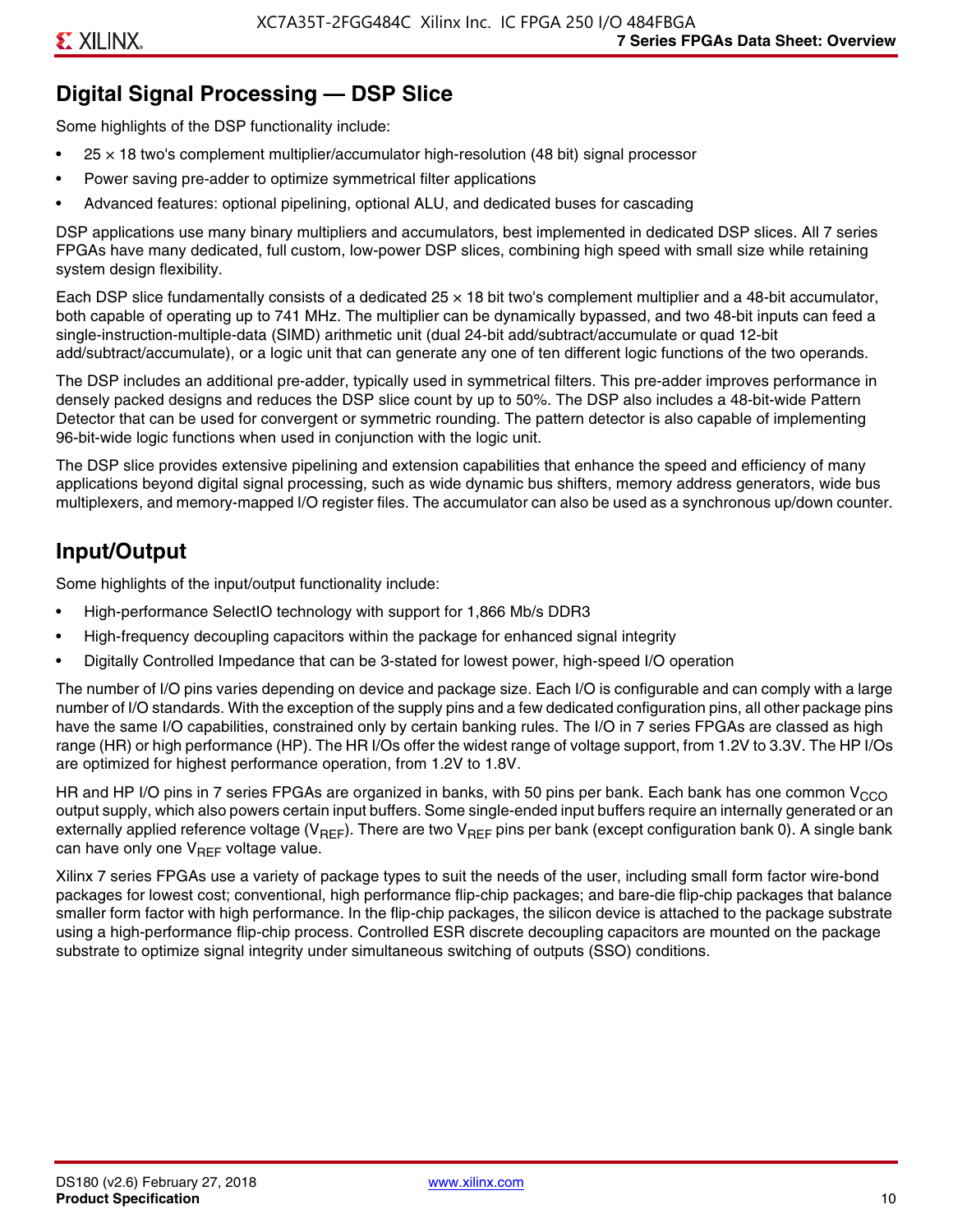## Digital Signal Processing — DSP Slice

Some highlights of the DSP functionality include:

- 25 × 18 two's complement multiplier/accumulator high-resolution (48 bit) signal processor
- Power saving pre-adder to optimize symmetrical filter applications
- Advanced features: optional pipelining, optional ALU, and dedicated buses for cascading

DSP applications use many binary multipliers and accumulators, best implemented in dedicated DSP slices. All 7 series FPGAs have many dedicated, full custom, low-power DSP slices, combining high speed with small size while retaining system design flexibility.

Each DSP slice fundamentally consists of a dedicated 25 × 18 bit two's complement multiplier and a 48-bit accumulator, both capable of operating up to 741 MHz. The multiplier can be dynamically bypassed, and two 48-bit inputs can feed a single-instruction-multiple-data (SIMD) arithmetic unit (dual 24-bit add/subtract/accumulate or quad 12-bit add/subtract/accumulate), or a logic unit that can generate any one of ten different logic functions of the two operands.

The DSP includes an additional pre-adder, typically used in symmetrical filters. This pre-adder improves performance in densely packed designs and reduces the DSP slice count by up to 50%. The DSP also includes a 48-bit-wide Pattern Detector that can be used for convergent or symmetric rounding. The pattern detector is also capable of implementing 96-bit-wide logic functions when used in conjunction with the logic unit.

The DSP slice provides extensive pipelining and extension capabilities that enhance the speed and efficiency of many applications beyond digital signal processing, such as wide dynamic bus shifters, memory address generators, wide bus multiplexers, and memory-mapped I/O register files. The accumulator can also be used as a synchronous up/down counter.

## Input/Output

Some highlights of the input/output functionality include:

- High-performance SelectIO technology with support for 1,866 Mb/s DDR3
- High-frequency decoupling capacitors within the package for enhanced signal integrity
- Digitally Controlled Impedance that can be 3-stated for lowest power, high-speed I/O operation

The number of I/O pins varies depending on device and package size. Each I/O is configurable and can comply with a large number of I/O standards. With the exception of the supply pins and a few dedicated configuration pins, all other package pins have the same I/O capabilities, constrained only by certain banking rules. The I/O in 7 series FPGAs are classed as high range (HR) or high performance (HP). The HR I/Os offer the widest range of voltage support, from 1.2V to 3.3V. The HP I/Os are optimized for highest performance operation, from 1.2V to 1.8V.

HR and HP I/O pins in 7 series FPGAs are organized in banks, with 50 pins per bank. Each bank has one common $V_{CCO}$ output supply, which also powers certain input buffers. Some single-ended input buffers require an internally generated or an externally applied reference voltage ($V_{REF}$). There are two $V_{REF}$ pins per bank (except configuration bank 0). A single bank can have only one $V_{REF}$ voltage value.

Xilinx 7 series FPGAs use a variety of package types to suit the needs of the user, including small form factor wire-bond packages for lowest cost; conventional, high performance flip-chip packages; and bare-die flip-chip packages that balance smaller form factor with high performance. In the flip-chip packages, the silicon device is attached to the package substrate using a high-performance flip-chip process. Controlled ESR discrete decoupling capacitors are mounted on the package substrate to optimize signal integrity under simultaneous switching of outputs (SSO) conditions.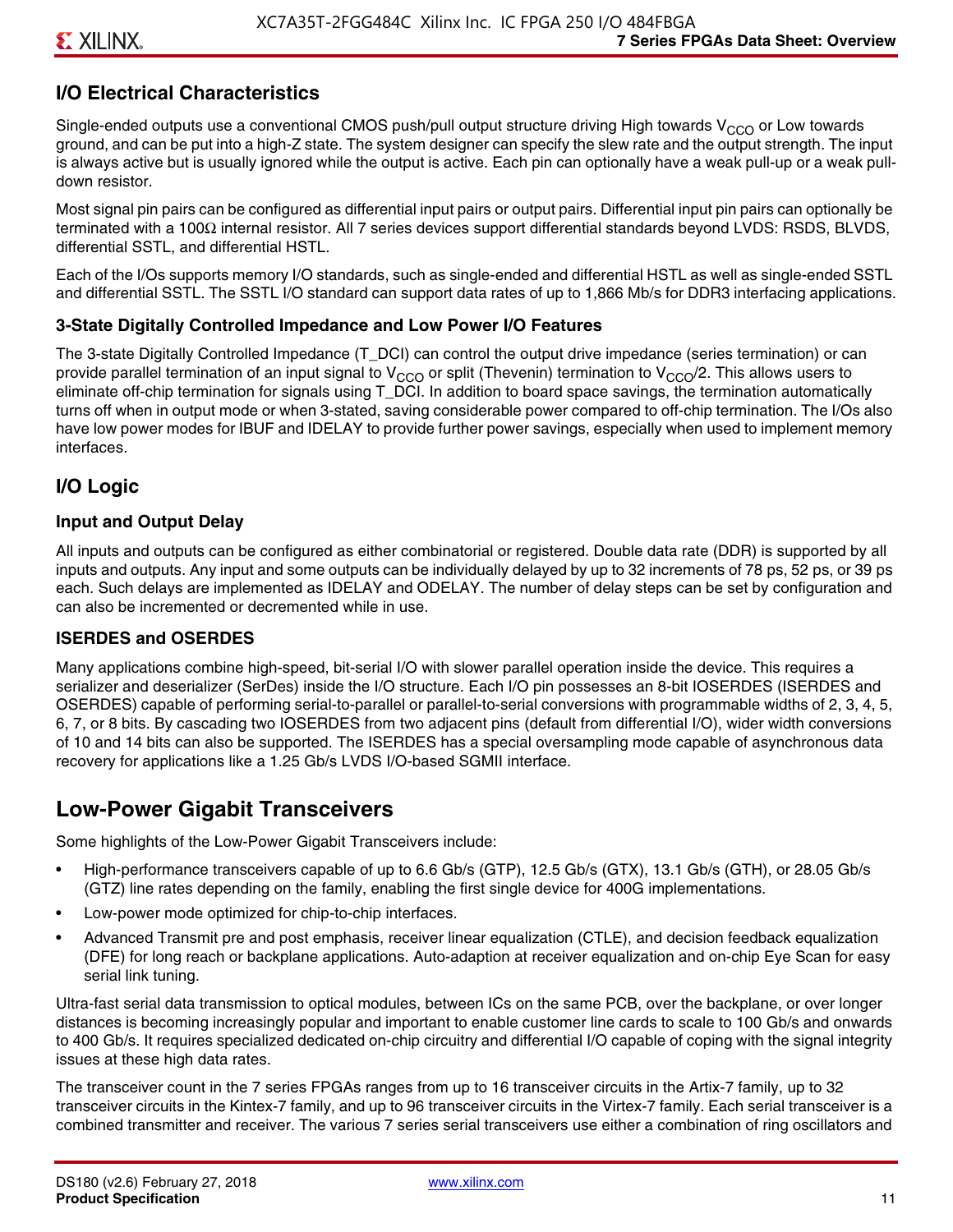## I/O Electrical Characteristics

Single-ended outputs use a conventional CMOS push/pull output structure driving High towards $V_{CCO}$ or Low towards ground, and can be put into a high-Z state. The system designer can specify the slew rate and the output strength. The input is always active but is usually ignored while the output is active. Each pin can optionally have a weak pull-up or a weak pull-down resistor.

Most signal pin pairs can be configured as differential input pairs or output pairs. Differential input pin pairs can optionally be terminated with a 100Ω internal resistor. All 7 series devices support differential standards beyond LVDS: RSDS, BLVDS, differential SSTL, and differential HSTL.

Each of the I/Os supports memory I/O standards, such as single-ended and differential HSTL as well as single-ended SSTL and differential SSTL. The SSTL I/O standard can support data rates of up to 1,866 Mb/s for DDR3 interfacing applications.

### 3-State Digitally Controlled Impedance and Low Power I/O Features

The 3-state Digitally Controlled Impedance (T_DCI) can control the output drive impedance (series termination) or can provide parallel termination of an input signal to $V_{CCO}$ or split (Thevenin) termination to $V_{CCO}/2$. This allows users to eliminate off-chip termination for signals using T_DCI. In addition to board space savings, the termination automatically turns off when in output mode or when 3-stated, saving considerable power compared to off-chip termination. The I/Os also have low power modes for IBUF and IDELAY to provide further power savings, especially when used to implement memory interfaces.

## I/O Logic

### Input and Output Delay

All inputs and outputs can be configured as either combinatorial or registered. Double data rate (DDR) is supported by all inputs and outputs. Any input and some outputs can be individually delayed by up to 32 increments of 78 ps, 52 ps, or 39 ps each. Such delays are implemented as IDELAY and ODELAY. The number of delay steps can be set by configuration and can also be incremented or decremented while in use.

### ISERDES and OSERDES

Many applications combine high-speed, bit-serial I/O with slower parallel operation inside the device. This requires a serializer and deserializer (SerDes) inside the I/O structure. Each I/O pin possesses an 8-bit IOSERDES (ISERDES and OSERDES) capable of performing serial-to-parallel or parallel-to-serial conversions with programmable widths of 2, 3, 4, 5, 6, 7, or 8 bits. By cascading two IOSERDES from two adjacent pins (default from differential I/O), wider width conversions of 10 and 14 bits can also be supported. The ISERDES has a special oversampling mode capable of asynchronous data recovery for applications like a 1.25 Gb/s LVDS I/O-based SGMII interface.

# Low-Power Gigabit Transceivers

Some highlights of the Low-Power Gigabit Transceivers include:

- High-performance transceivers capable of up to 6.6 Gb/s (GTP), 12.5 Gb/s (GTX), 13.1 Gb/s (GTH), or 28.05 Gb/s (GTZ) line rates depending on the family, enabling the first single device for 400G implementations.
- Low-power mode optimized for chip-to-chip interfaces.
- Advanced Transmit pre and post emphasis, receiver linear equalization (CTLE), and decision feedback equalization (DFE) for long reach or backplane applications. Auto-adaption at receiver equalization and on-chip Eye Scan for easy serial link tuning.

Ultra-fast serial data transmission to optical modules, between ICs on the same PCB, over the backplane, or over longer distances is becoming increasingly popular and important to enable customer line cards to scale to 100 Gb/s and onwards to 400 Gb/s. It requires specialized dedicated on-chip circuitry and differential I/O capable of coping with the signal integrity issues at these high data rates.

The transceiver count in the 7 series FPGAs ranges from up to 16 transceiver circuits in the Artix-7 family, up to 32 transceiver circuits in the Kintex-7 family, and up to 96 transceiver circuits in the Virtex-7 family. Each serial transceiver is a combined transmitter and receiver. The various 7 series serial transceivers use either a combination of ring oscillators and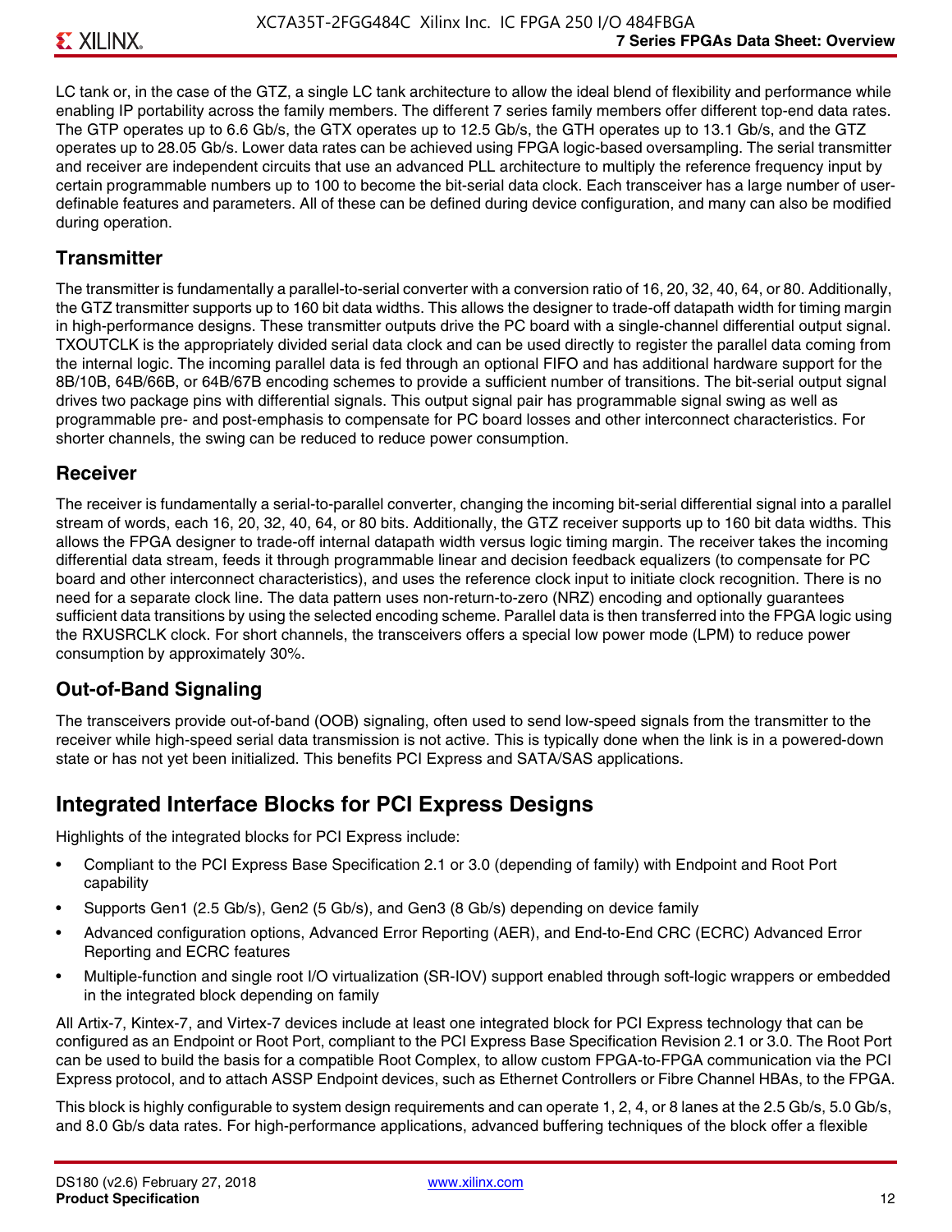LC tank or, in the case of the GTZ, a single LC tank architecture to allow the ideal blend of flexibility and performance while enabling IP portability across the family members. The different 7 series family members offer different top-end data rates. The GTP operates up to 6.6 Gb/s, the GTX operates up to 12.5 Gb/s, the GTH operates up to 13.1 Gb/s, and the GTZ operates up to 28.05 Gb/s. Lower data rates can be achieved using FPGA logic-based oversampling. The serial transmitter and receiver are independent circuits that use an advanced PLL architecture to multiply the reference frequency input by certain programmable numbers up to 100 to become the bit-serial data clock. Each transceiver has a large number of user-definable features and parameters. All of these can be defined during device configuration, and many can also be modified during operation.

### Transmitter

The transmitter is fundamentally a parallel-to-serial converter with a conversion ratio of 16, 20, 32, 40, 64, or 80. Additionally, the GTZ transmitter supports up to 160 bit data widths. This allows the designer to trade-off datapath width for timing margin in high-performance designs. These transmitter outputs drive the PC board with a single-channel differential output signal. TXOUTCLK is the appropriately divided serial data clock and can be used directly to register the parallel data coming from the internal logic. The incoming parallel data is fed through an optional FIFO and has additional hardware support for the 8B/10B, 64B/66B, or 64B/67B encoding schemes to provide a sufficient number of transitions. The bit-serial output signal drives two package pins with differential signals. This output signal pair has programmable signal swing as well as programmable pre- and post-emphasis to compensate for PC board losses and other interconnect characteristics. For shorter channels, the swing can be reduced to reduce power consumption.

### Receiver

The receiver is fundamentally a serial-to-parallel converter, changing the incoming bit-serial differential signal into a parallel stream of words, each 16, 20, 32, 40, 64, or 80 bits. Additionally, the GTZ receiver supports up to 160 bit data widths. This allows the FPGA designer to trade-off internal datapath width versus logic timing margin. The receiver takes the incoming differential data stream, feeds it through programmable linear and decision feedback equalizers (to compensate for PC board and other interconnect characteristics), and uses the reference clock input to initiate clock recognition. There is no need for a separate clock line. The data pattern uses non-return-to-zero (NRZ) encoding and optionally guarantees sufficient data transitions by using the selected encoding scheme. Parallel data is then transferred into the FPGA logic using the RXUSRCLK clock. For short channels, the transceivers offers a special low power mode (LPM) to reduce power consumption by approximately 30%.

### Out-of-Band Signaling

The transceivers provide out-of-band (OOB) signaling, often used to send low-speed signals from the transmitter to the receiver while high-speed serial data transmission is not active. This is typically done when the link is in a powered-down state or has not yet been initialized. This benefits PCI Express and SATA/SAS applications.

## Integrated Interface Blocks for PCI Express Designs

Highlights of the integrated blocks for PCI Express include:

- Compliant to the PCI Express Base Specification 2.1 or 3.0 (depending of family) with Endpoint and Root Port capability
- Supports Gen1 (2.5 Gb/s), Gen2 (5 Gb/s), and Gen3 (8 Gb/s) depending on device family
- Advanced configuration options, Advanced Error Reporting (AER), and End-to-End CRC (ECRC) Advanced Error Reporting and ECRC features
- Multiple-function and single root I/O virtualization (SR-IOV) support enabled through soft-logic wrappers or embedded in the integrated block depending on family

All Artix-7, Kintex-7, and Virtex-7 devices include at least one integrated block for PCI Express technology that can be configured as an Endpoint or Root Port, compliant to the PCI Express Base Specification Revision 2.1 or 3.0. The Root Port can be used to build the basis for a compatible Root Complex, to allow custom FPGA-to-FPGA communication via the PCI Express protocol, and to attach ASSP Endpoint devices, such as Ethernet Controllers or Fibre Channel HBAs, to the FPGA.

This block is highly configurable to system design requirements and can operate 1, 2, 4, or 8 lanes at the 2.5 Gb/s, 5.0 Gb/s, and 8.0 Gb/s data rates. For high-performance applications, advanced buffering techniques of the block offer a flexible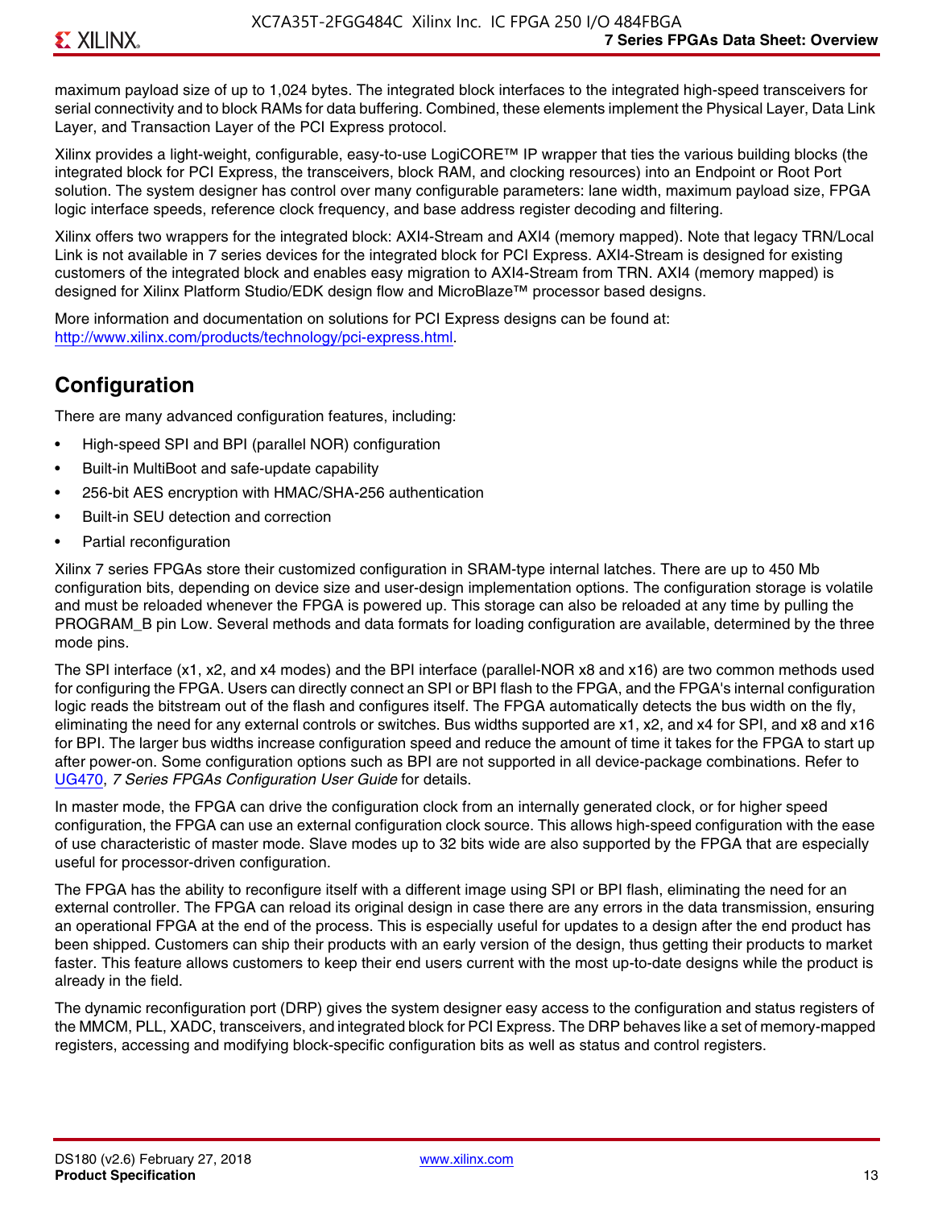maximum payload size of up to 1,024 bytes. The integrated block interfaces to the integrated high-speed transceivers for serial connectivity and to block RAMs for data buffering. Combined, these elements implement the Physical Layer, Data Link Layer, and Transaction Layer of the PCI Express protocol.

Xilinx provides a light-weight, configurable, easy-to-use LogiCORE™ IP wrapper that ties the various building blocks (the integrated block for PCI Express, the transceivers, block RAM, and clocking resources) into an Endpoint or Root Port solution. The system designer has control over many configurable parameters: lane width, maximum payload size, FPGA logic interface speeds, reference clock frequency, and base address register decoding and filtering.

Xilinx offers two wrappers for the integrated block: AXI4-Stream and AXI4 (memory mapped). Note that legacy TRN/Local Link is not available in 7 series devices for the integrated block for PCI Express. AXI4-Stream is designed for existing customers of the integrated block and enables easy migration to AXI4-Stream from TRN. AXI4 (memory mapped) is designed for Xilinx Platform Studio/EDK design flow and MicroBlaze™ processor based designs.

More information and documentation on solutions for PCI Express designs can be found at: http://www.xilinx.com/products/technology/pci-express.html.

## Configuration

There are many advanced configuration features, including:

- High-speed SPI and BPI (parallel NOR) configuration
- Built-in MultiBoot and safe-update capability
- 256-bit AES encryption with HMAC/SHA-256 authentication
- Built-in SEU detection and correction
- Partial reconfiguration

Xilinx 7 series FPGAs store their customized configuration in SRAM-type internal latches. There are up to 450 Mb configuration bits, depending on device size and user-design implementation options. The configuration storage is volatile and must be reloaded whenever the FPGA is powered up. This storage can also be reloaded at any time by pulling the PROGRAM_B pin Low. Several methods and data formats for loading configuration are available, determined by the three mode pins.

The SPI interface (x1, x2, and x4 modes) and the BPI interface (parallel-NOR x8 and x16) are two common methods used for configuring the FPGA. Users can directly connect an SPI or BPI flash to the FPGA, and the FPGA's internal configuration logic reads the bitstream out of the flash and configures itself. The FPGA automatically detects the bus width on the fly, eliminating the need for any external controls or switches. Bus widths supported are x1, x2, and x4 for SPI, and x8 and x16 for BPI. The larger bus widths increase configuration speed and reduce the amount of time it takes for the FPGA to start up after power-on. Some configuration options such as BPI are not supported in all device-package combinations. Refer to UG470, *7 Series FPGAs Configuration User Guide* for details.

In master mode, the FPGA can drive the configuration clock from an internally generated clock, or for higher speed configuration, the FPGA can use an external configuration clock source. This allows high-speed configuration with the ease of use characteristic of master mode. Slave modes up to 32 bits wide are also supported by the FPGA that are especially useful for processor-driven configuration.

The FPGA has the ability to reconfigure itself with a different image using SPI or BPI flash, eliminating the need for an external controller. The FPGA can reload its original design in case there are any errors in the data transmission, ensuring an operational FPGA at the end of the process. This is especially useful for updates to a design after the end product has been shipped. Customers can ship their products with an early version of the design, thus getting their products to market faster. This feature allows customers to keep their end users current with the most up-to-date designs while the product is already in the field.

The dynamic reconfiguration port (DRP) gives the system designer easy access to the configuration and status registers of the MMCM, PLL, XADC, transceivers, and integrated block for PCI Express. The DRP behaves like a set of memory-mapped registers, accessing and modifying block-specific configuration bits as well as status and control registers.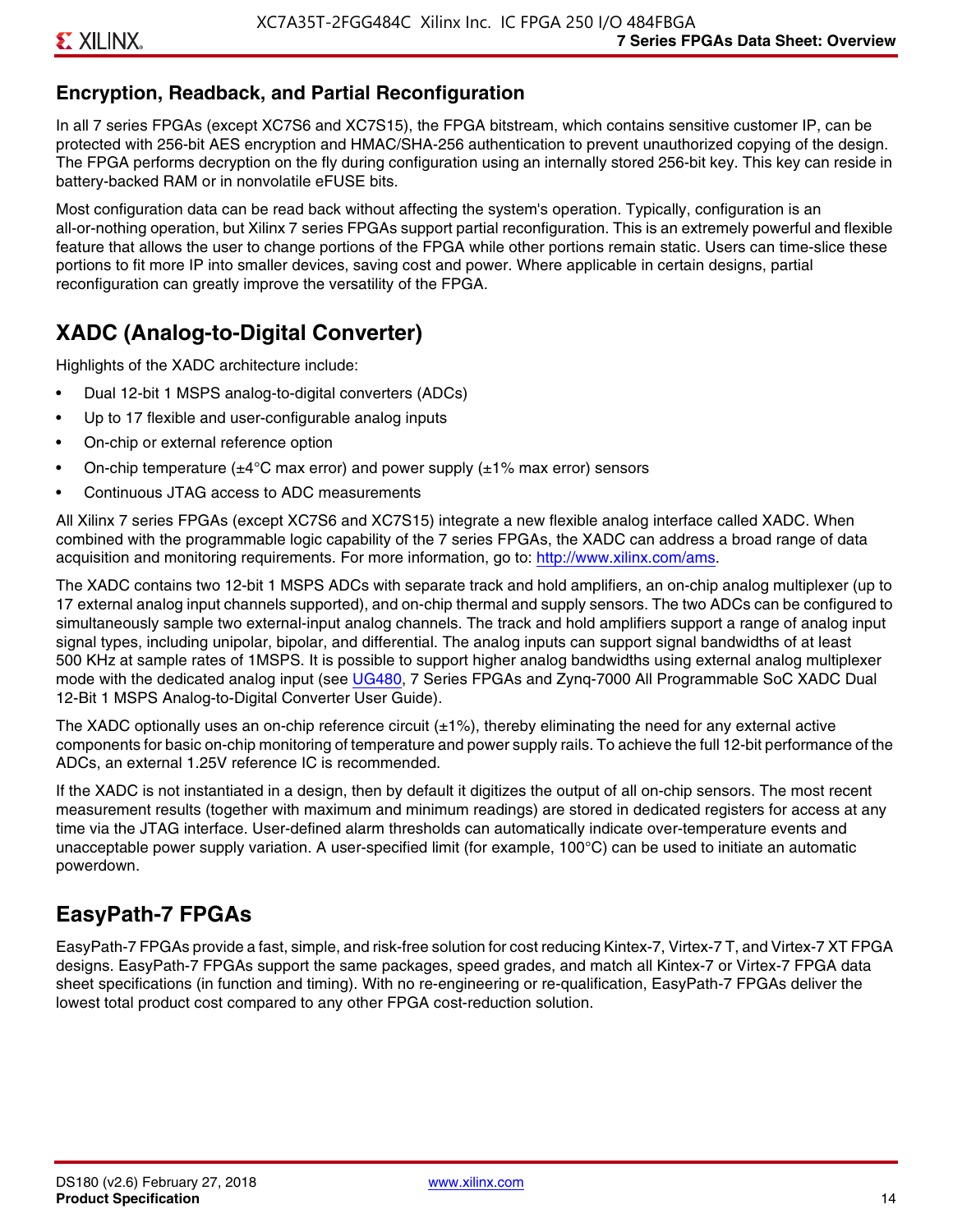## Encryption, Readback, and Partial Reconfiguration

In all 7 series FPGAs (except XC7S6 and XC7S15), the FPGA bitstream, which contains sensitive customer IP, can be protected with 256-bit AES encryption and HMAC/SHA-256 authentication to prevent unauthorized copying of the design. The FPGA performs decryption on the fly during configuration using an internally stored 256-bit key. This key can reside in battery-backed RAM or in nonvolatile eFUSE bits.

Most configuration data can be read back without affecting the system's operation. Typically, configuration is an all-or-nothing operation, but Xilinx 7 series FPGAs support partial reconfiguration. This is an extremely powerful and flexible feature that allows the user to change portions of the FPGA while other portions remain static. Users can time-slice these portions to fit more IP into smaller devices, saving cost and power. Where applicable in certain designs, partial reconfiguration can greatly improve the versatility of the FPGA.

## XADC (Analog-to-Digital Converter)

Highlights of the XADC architecture include:

- Dual 12-bit 1 MSPS analog-to-digital converters (ADCs)
- Up to 17 flexible and user-configurable analog inputs
- On-chip or external reference option
- On-chip temperature (±4°C max error) and power supply (±1% max error) sensors
- Continuous JTAG access to ADC measurements

All Xilinx 7 series FPGAs (except XC7S6 and XC7S15) integrate a new flexible analog interface called XADC. When combined with the programmable logic capability of the 7 series FPGAs, the XADC can address a broad range of data acquisition and monitoring requirements. For more information, go to: http://www.xilinx.com/ams.

The XADC contains two 12-bit 1 MSPS ADCs with separate track and hold amplifiers, an on-chip analog multiplexer (up to 17 external analog input channels supported), and on-chip thermal and supply sensors. The two ADCs can be configured to simultaneously sample two external-input analog channels. The track and hold amplifiers support a range of analog input signal types, including unipolar, bipolar, and differential. The analog inputs can support signal bandwidths of at least 500 KHz at sample rates of 1MSPS. It is possible to support higher analog bandwidths using external analog multiplexer mode with the dedicated analog input (see UG480, 7 Series FPGAs and Zynq-7000 All Programmable SoC XADC Dual 12-Bit 1 MSPS Analog-to-Digital Converter User Guide).

The XADC optionally uses an on-chip reference circuit (±1%), thereby eliminating the need for any external active components for basic on-chip monitoring of temperature and power supply rails. To achieve the full 12-bit performance of the ADCs, an external 1.25V reference IC is recommended.

If the XADC is not instantiated in a design, then by default it digitizes the output of all on-chip sensors. The most recent measurement results (together with maximum and minimum readings) are stored in dedicated registers for access at any time via the JTAG interface. User-defined alarm thresholds can automatically indicate over-temperature events and unacceptable power supply variation. A user-specified limit (for example, 100°C) can be used to initiate an automatic powerdown.

## EasyPath-7 FPGAs

EasyPath-7 FPGAs provide a fast, simple, and risk-free solution for cost reducing Kintex-7, Virtex-7 T, and Virtex-7 XT FPGA designs. EasyPath-7 FPGAs support the same packages, speed grades, and match all Kintex-7 or Virtex-7 FPGA data sheet specifications (in function and timing). With no re-engineering or re-qualification, EasyPath-7 FPGAs deliver the lowest total product cost compared to any other FPGA cost-reduction solution.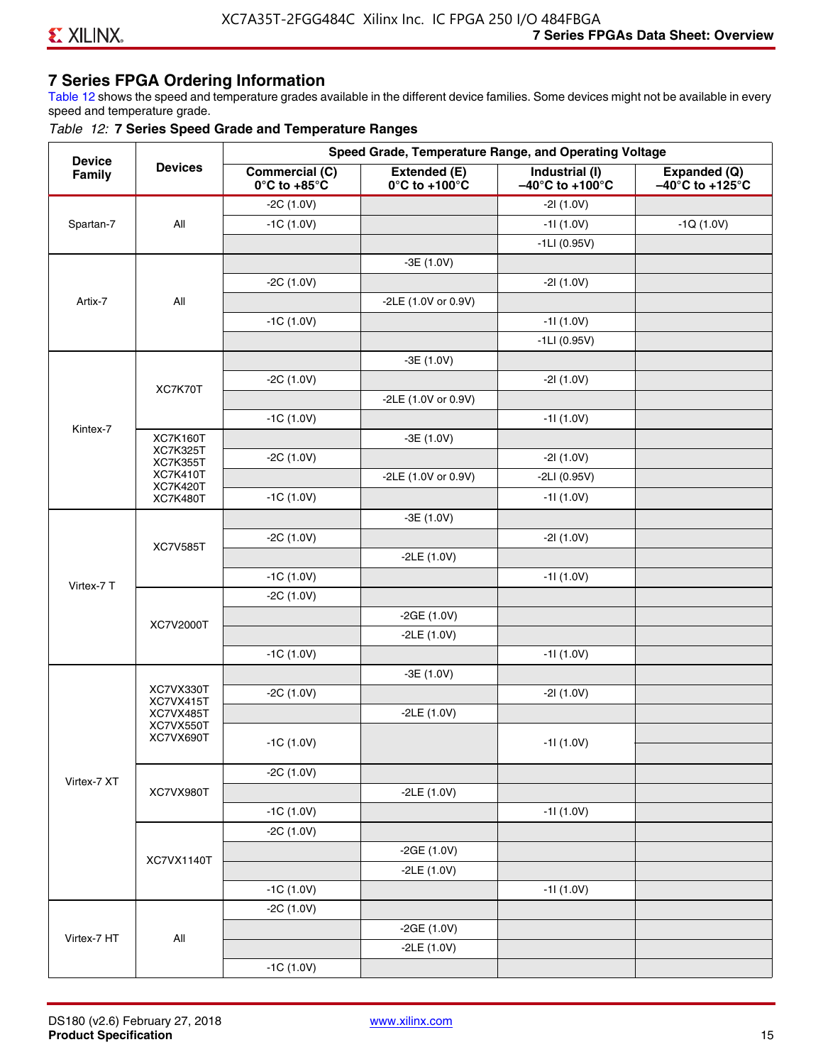## 7 Series FPGA Ordering Information

Table 12 shows the speed and temperature grades available in the different device families. Some devices might not be available in every speed and temperature grade.

*Table 12:* **7 Series Speed Grade and Temperature Ranges**

| Device Family | Devices | Speed Grade, Temperature Range, and Operating Voltage | | | |
|---|---|---|---|---|---|
| | | **Commercial (C) 0°C to +85°C** | **Extended (E) 0°C to +100°C** | **Industrial (I) –40°C to +100°C** | **Expanded (Q) –40°C to +125°C** |
| Spartan-7 | All | -2C (1.0V) | | -2I (1.0V) | |
| | | -1C (1.0V) | | -1I (1.0V) | -1Q (1.0V) |
| | | | | -1LI (0.95V) | |
| Artix-7 | All | | -3E (1.0V) | | |
| | | -2C (1.0V) | | -2I (1.0V) | |
| | | | -2LE (1.0V or 0.9V) | | |
| | | -1C (1.0V) | | -1I (1.0V) | |
| | | | | -1LI (0.95V) | |
| Kintex-7 | XC7K70T | | -3E (1.0V) | | |
| | | -2C (1.0V) | | -2I (1.0V) | |
| | | | -2LE (1.0V or 0.9V) | | |
| | | -1C (1.0V) | | -1I (1.0V) | |
| | XC7K160T XC7K325T XC7K355T XC7K410T XC7K420T XC7K480T | | -3E (1.0V) | | |
| | | -2C (1.0V) | | -2I (1.0V) | |
| | | | -2LE (1.0V or 0.9V) | -2LI (0.95V) | |
| | | -1C (1.0V) | | -1I (1.0V) | |
| Virtex-7 T | XC7V585T | | -3E (1.0V) | | |
| | | -2C (1.0V) | | -2I (1.0V) | |
| | | | -2LE (1.0V) | | |
| | | -1C (1.0V) | | -1I (1.0V) | |
| | XC7V2000T | -2C (1.0V) | | | |
| | | | -2GE (1.0V) | | |
| | | | -2LE (1.0V) | | |
| | | -1C (1.0V) | | -1I (1.0V) | |
| Virtex-7 XT | XC7VX330T XC7VX415T XC7VX485T XC7VX550T XC7VX690T | | -3E (1.0V) | | |
| | | -2C (1.0V) | | -2I (1.0V) | |
| | | | -2LE (1.0V) | | |
| | | -1C (1.0V) | | -1I (1.0V) | |
| | XC7VX980T | -2C (1.0V) | | | |
| | | | -2LE (1.0V) | | |
| | | -1C (1.0V) | | -1I (1.0V) | |
| | XC7VX1140T | -2C (1.0V) | | | |
| | | | -2GE (1.0V) | | |
| | | | -2LE (1.0V) | | |
| | | -1C (1.0V) | | -1I (1.0V) | |
| Virtex-7 HT | All | -2C (1.0V) | | | |
| | | | -2GE (1.0V) | | |
| | | | -2LE (1.0V) | | |
| | | -1C (1.0V) | | | |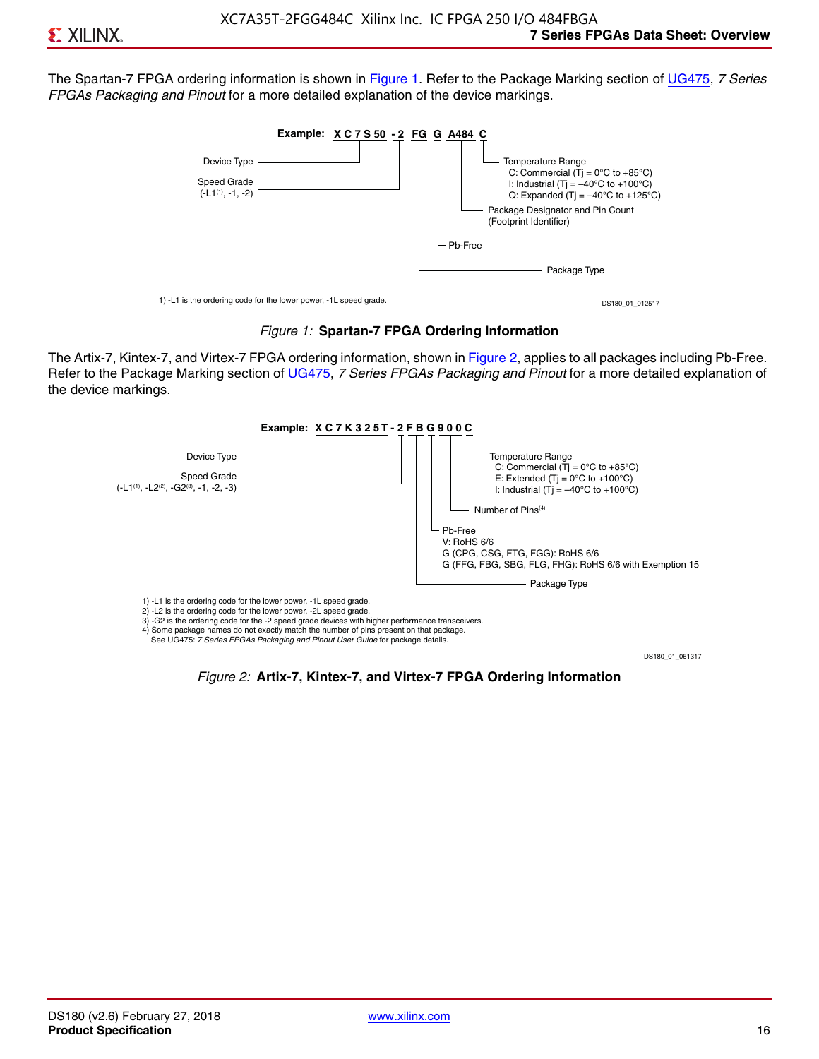The Spartan-7 FPGA ordering information is shown in Figure 1. Refer to the Package Marking section of UG475, *7 Series FPGAs Packaging and Pinout* for a more detailed explanation of the device markings.

**Example: XC7S50 -2 FG G A484 C**

- Device Type
- Speed Grade (-L1[1], -1, -2)
- Package Type
- Pb-Free
- Package Designator and Pin Count (Footprint Identifier)
- Temperature Range
  - C: Commercial (Tj = 0°C to +85°C)
  - I: Industrial (Tj = –40°C to +100°C)
  - Q: Expanded (Tj = –40°C to +125°C)

1) -L1 is the ordering code for the lower power, -1L speed grade.

DS180_01_012517

*Figure 1:* **Spartan-7 FPGA Ordering Information**

The Artix-7, Kintex-7, and Virtex-7 FPGA ordering information, shown in Figure 2, applies to all packages including Pb-Free. Refer to the Package Marking section of UG475, *7 Series FPGAs Packaging and Pinout* for a more detailed explanation of the device markings.

**Example: XC7K325T-2FBG900C**

- Device Type
- Speed Grade (-L1[1], -L2[2], -G2[3], -1, -2, -3)
- Package Type
- Pb-Free
  - V: RoHS 6/6
  - G (CPG, CSG, FTG, FGG): RoHS 6/6
  - G (FFG, FBG, SBG, FLG, FHG): RoHS 6/6 with Exemption 15
- Number of Pins[4]
- Temperature Range
  - C: Commercial (Tj = 0°C to +85°C)
  - E: Extended (Tj = 0°C to +100°C)
  - I: Industrial (Tj = –40°C to +100°C)

1) -L1 is the ordering code for the lower power, -1L speed grade.
2) -L2 is the ordering code for the lower power, -2L speed grade.
3) -G2 is the ordering code for the -2 speed grade devices with higher performance transceivers.
4) Some package names do not exactly match the number of pins present on that package. See UG475: *7 Series FPGAs Packaging and Pinout User Guide* for package details.

DS180_01_061317

*Figure 2:* **Artix-7, Kintex-7, and Virtex-7 FPGA Ordering Information**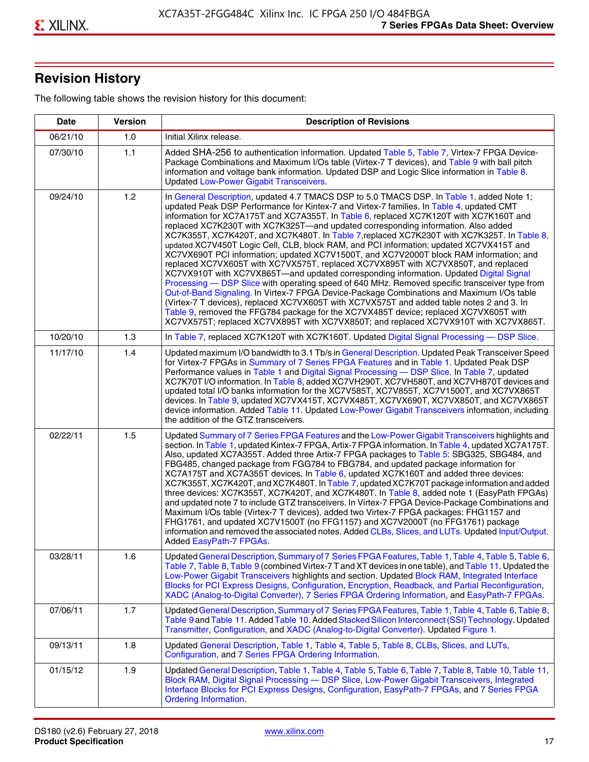## Revision History

The following table shows the revision history for this document:

| Date | Version | Description of Revisions |
|---|---|---|
| 06/21/10 | 1.0 | Initial Xilinx release. |
| 07/30/10 | 1.1 | Added SHA-256 to authentication information. Updated Table 5, Table 7, Virtex-7 FPGA Device-Package Combinations and Maximum I/Os table (Virtex-7 T devices), and Table 9 with ball pitch information and voltage bank information. Updated DSP and Logic Slice information in Table 8. Updated Low-Power Gigabit Transceivers. |
| 09/24/10 | 1.2 | In General Description, updated 4.7 TMACS DSP to 5.0 TMACS DSP. In Table 1, added Note 1; updated Peak DSP Performance for Kintex-7 and Virtex-7 families. In Table 4, updated CMT information for XC7A175T and XC7A355T. In Table 6, replaced XC7K120T with XC7K160T and replaced XC7K230T with XC7K325T—and updated corresponding information. Also added XC7K355T, XC7K420T, and XC7K480T. In Table 7,replaced XC7K230T with XC7K325T. In Table 8, updated XC7V450T Logic Cell, CLB, block RAM, and PCI information; updated XC7VX415T and XC7VX690T PCI information; updated XC7V1500T, and XC7V2000T block RAM information; and replaced XC7VX605T with XC7VX575T, replaced XC7VX895T with XC7VX850T, and replaced XC7VX910T with XC7VX865T—and updated corresponding information. Updated Digital Signal Processing — DSP Slice with operating speed of 640 MHz. Removed specific transceiver type from Out-of-Band Signaling. In Virtex-7 FPGA Device-Package Combinations and Maximum I/Os table (Virtex-7 T devices), replaced XC7VX605T with XC7VX575T and added table notes 2 and 3. In Table 9, removed the FFG784 package for the XC7VX485T device; replaced XC7VX605T with XC7VX575T; replaced XC7VX895T with XC7VX850T; and replaced XC7VX910T with XC7VX865T. |
| 10/20/10 | 1.3 | In Table 7, replaced XC7K120T with XC7K160T. Updated Digital Signal Processing — DSP Slice. |
| 11/17/10 | 1.4 | Updated maximum I/O bandwidth to 3.1 Tb/s in General Description. Updated Peak Transceiver Speed for Virtex-7 FPGAs in Summary of 7 Series FPGA Features and in Table 1. Updated Peak DSP Performance values in Table 1 and Digital Signal Processing — DSP Slice. In Table 7, updated XC7K70T I/O information. In Table 8, added XC7VH290T, XC7VH580T, and XC7VH870T devices and updated total I/O banks information for the XC7V585T, XC7V855T, XC7V1500T, and XC7VX865T devices. In Table 9, updated XC7VX415T, XC7VX485T, XC7VX690T, XC7VX850T, and XC7VX865T device information. Added Table 11. Updated Low-Power Gigabit Transceivers information, including the addition of the GTZ transceivers. |
| 02/22/11 | 1.5 | Updated Summary of 7 Series FPGA Features and the Low-Power Gigabit Transceivers highlights and section. In Table 1, updated Kintex-7 FPGA, Artix-7 FPGA information. In Table 4, updated XC7A175T. Also, updated XC7A355T. Added three Artix-7 FPGA packages to Table 5: SBG325, SBG484, and FBG485, changed package from FGG784 to FBG784, and updated package information for XC7A175T and XC7A355T devices. In Table 6, updated XC7K160T and added three devices: XC7K355T, XC7K420T, and XC7K480T. In Table 7, updated XC7K70T package information and added three devices: XC7K355T, XC7K420T, and XC7K480T. In Table 8, added note 1 (EasyPath FPGAs) and updated note 7 to include GTZ transceivers. In Virtex-7 FPGA Device-Package Combinations and Maximum I/Os table (Virtex-7 T devices), added two Virtex-7 FPGA packages: FHG1157 and FHG1761, and updated XC7V1500T (no FFG1157) and XC7V2000T (no FFG1761) package information and removed the associated notes. Added CLBs, Slices, and LUTs. Updated Input/Output. Added EasyPath-7 FPGAs. |
| 03/28/11 | 1.6 | Updated General Description, Summary of 7 Series FPGA Features, Table 1, Table 4, Table 5, Table 6, Table 7, Table 8, Table 9 (combined Virtex-7 T and XT devices in one table), and Table 11. Updated the Low-Power Gigabit Transceivers highlights and section. Updated Block RAM, Integrated Interface Blocks for PCI Express Designs, Configuration, Encryption, Readback, and Partial Reconfiguration, XADC (Analog-to-Digital Converter), 7 Series FPGA Ordering Information, and EasyPath-7 FPGAs. |
| 07/06/11 | 1.7 | Updated General Description, Summary of 7 Series FPGA Features, Table 1, Table 4, Table 6, Table 8, Table 9 and Table 11. Added Table 10. Added Stacked Silicon Interconnect (SSI) Technology. Updated Transmitter, Configuration, and XADC (Analog-to-Digital Converter). Updated Figure 1. |
| 09/13/11 | 1.8 | Updated General Description, Table 1, Table 4, Table 5, Table 8, CLBs, Slices, and LUTs, Configuration, and 7 Series FPGA Ordering Information. |
| 01/15/12 | 1.9 | Updated General Description, Table 1, Table 4, Table 5, Table 6, Table 7, Table 8, Table 10, Table 11, Block RAM, Digital Signal Processing — DSP Slice, Low-Power Gigabit Transceivers, Integrated Interface Blocks for PCI Express Designs, Configuration, EasyPath-7 FPGAs, and 7 Series FPGA Ordering Information. |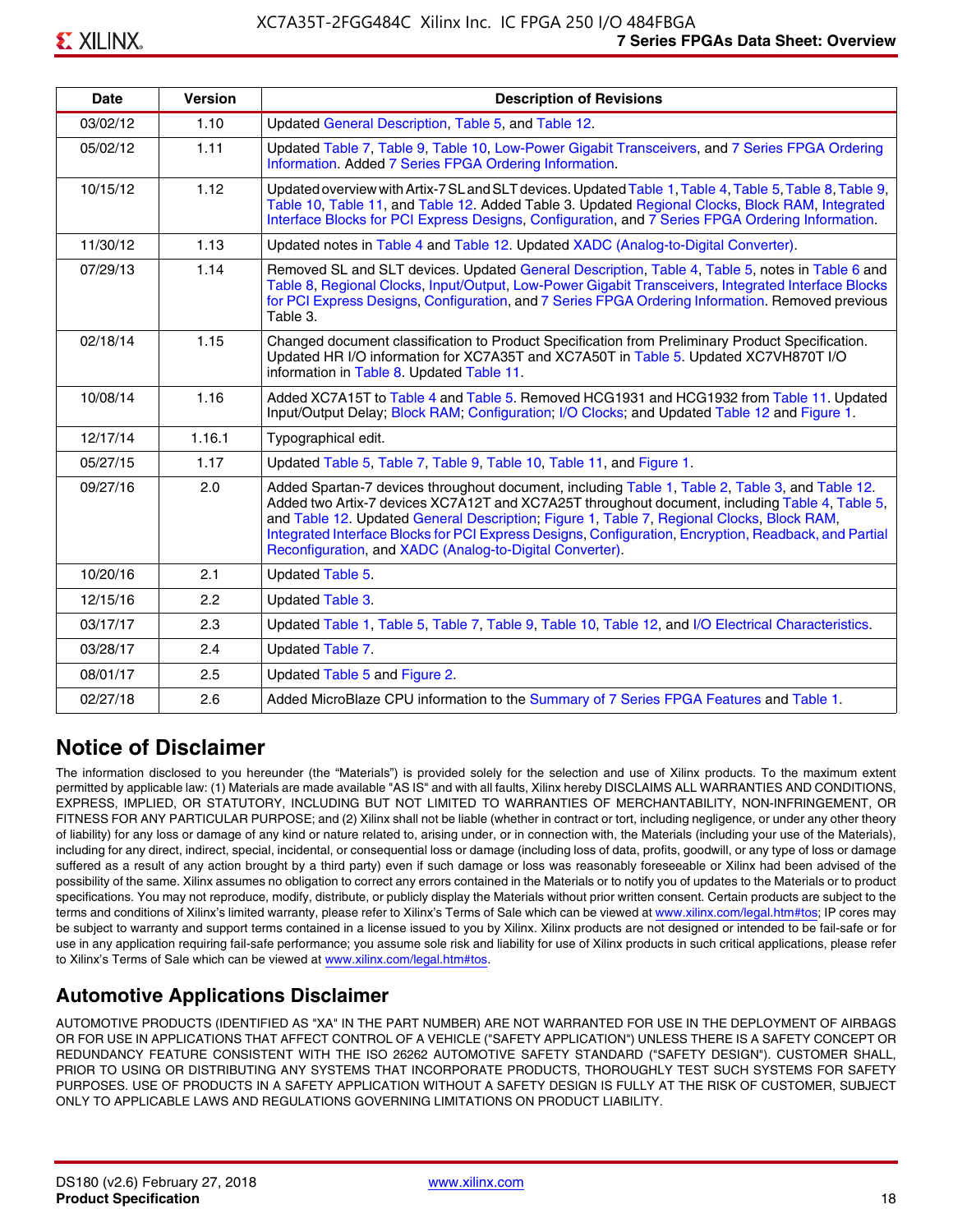| Date | Version | Description of Revisions |
| --- | --- | --- |
| 03/02/12 | 1.10 | Updated General Description, Table 5, and Table 12. |
| 05/02/12 | 1.11 | Updated Table 7, Table 9, Table 10, Low-Power Gigabit Transceivers, and 7 Series FPGA Ordering Information. Added 7 Series FPGA Ordering Information. |
| 10/15/12 | 1.12 | Updated overview with Artix-7 SL and SLT devices. Updated Table 1, Table 4, Table 5, Table 8, Table 9, Table 10, Table 11, and Table 12. Added Table 3. Updated Regional Clocks, Block RAM, Integrated Interface Blocks for PCI Express Designs, Configuration, and 7 Series FPGA Ordering Information. |
| 11/30/12 | 1.13 | Updated notes in Table 4 and Table 12. Updated XADC (Analog-to-Digital Converter). |
| 07/29/13 | 1.14 | Removed SL and SLT devices. Updated General Description, Table 4, Table 5, notes in Table 6 and Table 8, Regional Clocks, Input/Output, Low-Power Gigabit Transceivers, Integrated Interface Blocks for PCI Express Designs, Configuration, and 7 Series FPGA Ordering Information. Removed previous Table 3. |
| 02/18/14 | 1.15 | Changed document classification to Product Specification from Preliminary Product Specification. Updated HR I/O information for XC7A35T and XC7A50T in Table 5. Updated XC7VH870T I/O information in Table 8. Updated Table 11. |
| 10/08/14 | 1.16 | Added XC7A15T to Table 4 and Table 5. Removed HCG1931 and HCG1932 from Table 11. Updated Input/Output Delay; Block RAM; Configuration; I/O Clocks; and Updated Table 12 and Figure 1. |
| 12/17/14 | 1.16.1 | Typographical edit. |
| 05/27/15 | 1.17 | Updated Table 5, Table 7, Table 9, Table 10, Table 11, and Figure 1. |
| 09/27/16 | 2.0 | Added Spartan-7 devices throughout document, including Table 1, Table 2, Table 3, and Table 12. Added two Artix-7 devices XC7A12T and XC7A25T throughout document, including Table 4, Table 5, and Table 12. Updated General Description; Figure 1, Table 7, Regional Clocks, Block RAM, Integrated Interface Blocks for PCI Express Designs, Configuration, Encryption, Readback, and Partial Reconfiguration, and XADC (Analog-to-Digital Converter). |
| 10/20/16 | 2.1 | Updated Table 5. |
| 12/15/16 | 2.2 | Updated Table 3. |
| 03/17/17 | 2.3 | Updated Table 1, Table 5, Table 7, Table 9, Table 10, Table 12, and I/O Electrical Characteristics. |
| 03/28/17 | 2.4 | Updated Table 7. |
| 08/01/17 | 2.5 | Updated Table 5 and Figure 2. |
| 02/27/18 | 2.6 | Added MicroBlaze CPU information to the Summary of 7 Series FPGA Features and Table 1. |

## Notice of Disclaimer

The information disclosed to you hereunder (the "Materials") is provided solely for the selection and use of Xilinx products. To the maximum extent permitted by applicable law: (1) Materials are made available "AS IS" and with all faults, Xilinx hereby DISCLAIMS ALL WARRANTIES AND CONDITIONS, EXPRESS, IMPLIED, OR STATUTORY, INCLUDING BUT NOT LIMITED TO WARRANTIES OF MERCHANTABILITY, NON-INFRINGEMENT, OR FITNESS FOR ANY PARTICULAR PURPOSE; and (2) Xilinx shall not be liable (whether in contract or tort, including negligence, or under any other theory of liability) for any loss or damage of any kind or nature related to, arising under, or in connection with, the Materials (including your use of the Materials), including for any direct, indirect, special, incidental, or consequential loss or damage (including loss of data, profits, goodwill, or any type of loss or damage suffered as a result of any action brought by a third party) even if such damage or loss was reasonably foreseeable or Xilinx had been advised of the possibility of the same. Xilinx assumes no obligation to correct any errors contained in the Materials or to notify you of updates to the Materials or to product specifications. You may not reproduce, modify, distribute, or publicly display the Materials without prior written consent. Certain products are subject to the terms and conditions of Xilinx's limited warranty, please refer to Xilinx's Terms of Sale which can be viewed at www.xilinx.com/legal.htm#tos; IP cores may be subject to warranty and support terms contained in a license issued to you by Xilinx. Xilinx products are not designed or intended to be fail-safe or for use in any application requiring fail-safe performance; you assume sole risk and liability for use of Xilinx products in such critical applications, please refer to Xilinx's Terms of Sale which can be viewed at www.xilinx.com/legal.htm#tos.

## Automotive Applications Disclaimer

AUTOMOTIVE PRODUCTS (IDENTIFIED AS "XA" IN THE PART NUMBER) ARE NOT WARRANTED FOR USE IN THE DEPLOYMENT OF AIRBAGS OR FOR USE IN APPLICATIONS THAT AFFECT CONTROL OF A VEHICLE ("SAFETY APPLICATION") UNLESS THERE IS A SAFETY CONCEPT OR REDUNDANCY FEATURE CONSISTENT WITH THE ISO 26262 AUTOMOTIVE SAFETY STANDARD ("SAFETY DESIGN"). CUSTOMER SHALL, PRIOR TO USING OR DISTRIBUTING ANY SYSTEMS THAT INCORPORATE PRODUCTS, THOROUGHLY TEST SUCH SYSTEMS FOR SAFETY PURPOSES. USE OF PRODUCTS IN A SAFETY APPLICATION WITHOUT A SAFETY DESIGN IS FULLY AT THE RISK OF CUSTOMER, SUBJECT ONLY TO APPLICABLE LAWS AND REGULATIONS GOVERNING LIMITATIONS ON PRODUCT LIABILITY.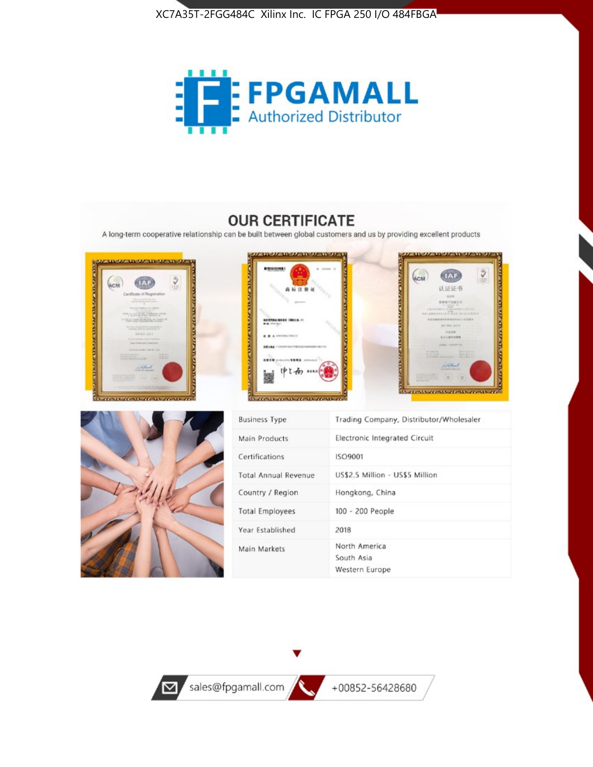FPGAMALL

Authorized Distributor

## OUR CERTIFICATE

A long-term cooperative relationship can be built between global customers and us by providing excellent products

| | |
|---|---|
| Business Type | Trading Company, Distributor/Wholesaler |
| Main Products | Electronic Integrated Circuit |
| Certifications | ISO9001 |
| Total Annual Revenue | US$2.5 Million - US$5 Million |
| Country / Region | Hongkong, China |
| Total Employees | 100 - 200 People |
| Year Established | 2018 |
| Main Markets | North America<br>South Asia<br>Western Europe |

sales@fpgamall.com

+00852-56428680